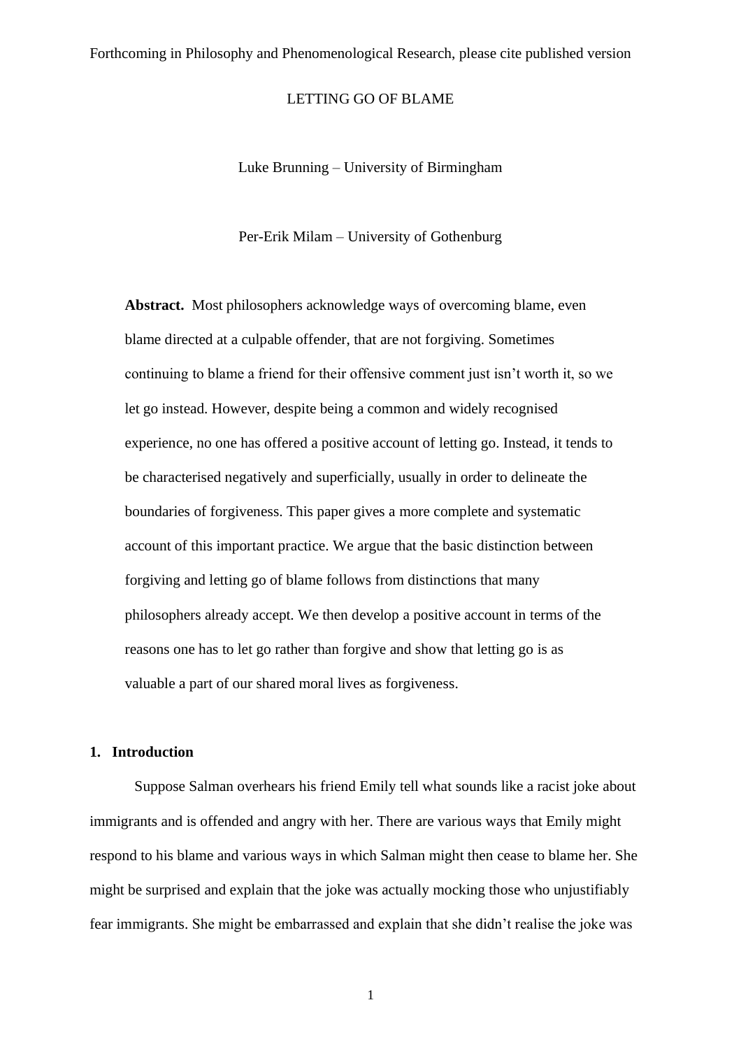Forthcoming in Philosophy and Phenomenological Research, please cite published version

# LETTING GO OF BLAME

Luke Brunning – University of Birmingham

Per-Erik Milam – University of Gothenburg

**Abstract.** Most philosophers acknowledge ways of overcoming blame, even blame directed at a culpable offender, that are not forgiving. Sometimes continuing to blame a friend for their offensive comment just isn't worth it, so we let go instead. However, despite being a common and widely recognised experience, no one has offered a positive account of letting go. Instead, it tends to be characterised negatively and superficially, usually in order to delineate the boundaries of forgiveness. This paper gives a more complete and systematic account of this important practice. We argue that the basic distinction between forgiving and letting go of blame follows from distinctions that many philosophers already accept. We then develop a positive account in terms of the reasons one has to let go rather than forgive and show that letting go is as valuable a part of our shared moral lives as forgiveness.

## 1. Introduction

Suppose Salman overhears his friend Emily tell what sounds like a racist joke about immigrants and is offended and angry with her. There are various ways that Emily might respond to his blame and various ways in which Salman might then cease to blame her. She might be surprised and explain that the joke was actually mocking those who unjustifiably fear immigrants. She might be embarrassed and explain that she didn't realise the joke was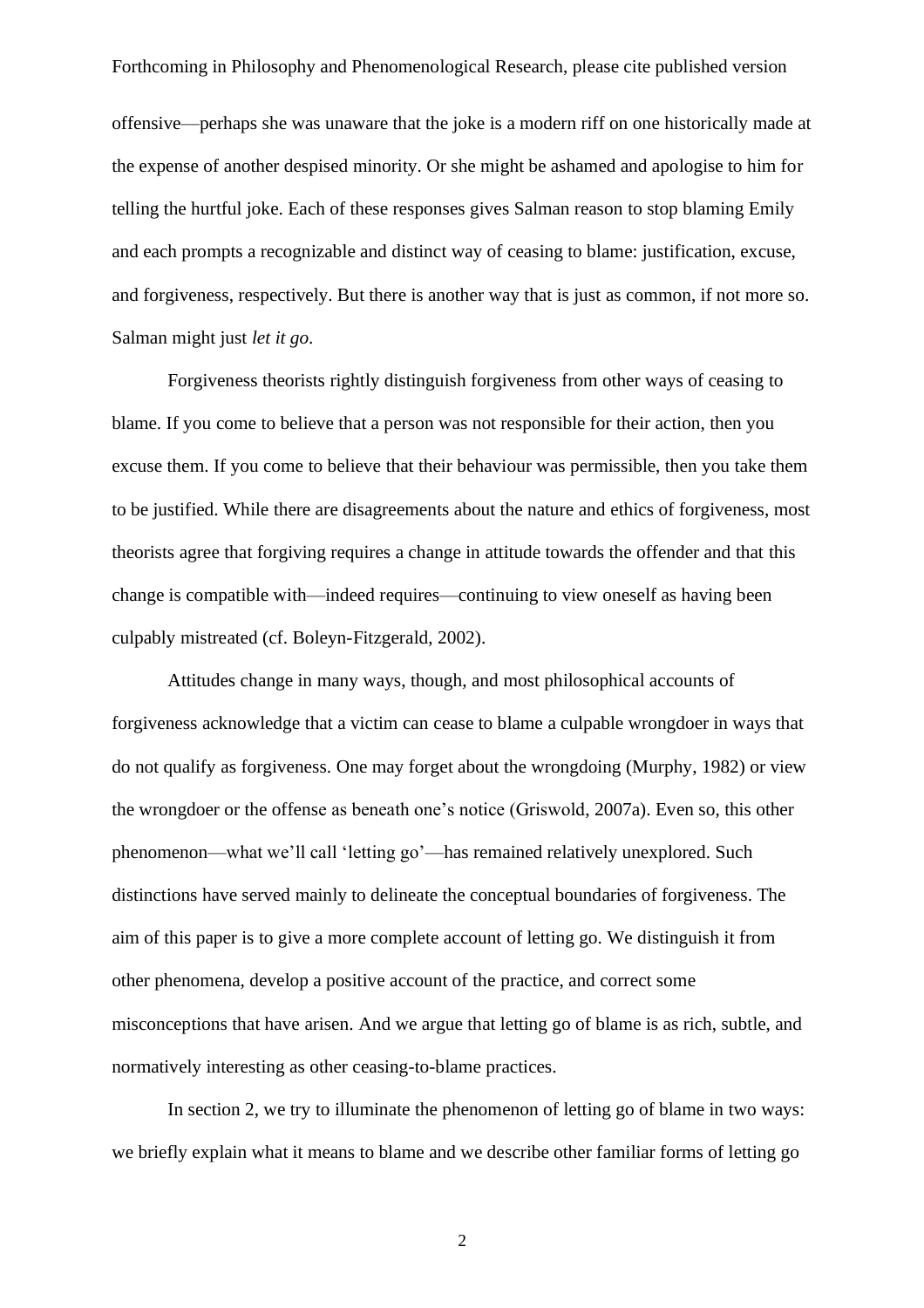offensive—perhaps she was unaware that the joke is a modern riff on one historically made at the expense of another despised minority. Or she might be ashamed and apologise to him for telling the hurtful joke. Each of these responses gives Salman reason to stop blaming Emily and each prompts a recognizable and distinct way of ceasing to blame: justification, excuse, and forgiveness, respectively. But there is another way that is just as common, if not more so. Salman might just *let it go*.

Forgiveness theorists rightly distinguish forgiveness from other ways of ceasing to blame. If you come to believe that a person was not responsible for their action, then you excuse them. If you come to believe that their behaviour was permissible, then you take them to be justified. While there are disagreements about the nature and ethics of forgiveness, most theorists agree that forgiving requires a change in attitude towards the offender and that this change is compatible with—indeed requires—continuing to view oneself as having been culpably mistreated (cf. Boleyn-Fitzgerald, 2002).

Attitudes change in many ways, though, and most philosophical accounts of forgiveness acknowledge that a victim can cease to blame a culpable wrongdoer in ways that do not qualify as forgiveness. One may forget about the wrongdoing (Murphy, 1982) or view the wrongdoer or the offense as beneath one's notice (Griswold, 2007a). Even so, this other phenomenon—what we'll call 'letting go'—has remained relatively unexplored. Such distinctions have served mainly to delineate the conceptual boundaries of forgiveness. The aim of this paper is to give a more complete account of letting go. We distinguish it from other phenomena, develop a positive account of the practice, and correct some misconceptions that have arisen. And we argue that letting go of blame is as rich, subtle, and normatively interesting as other ceasing-to-blame practices.

In section 2, we try to illuminate the phenomenon of letting go of blame in two ways: we briefly explain what it means to blame and we describe other familiar forms of letting go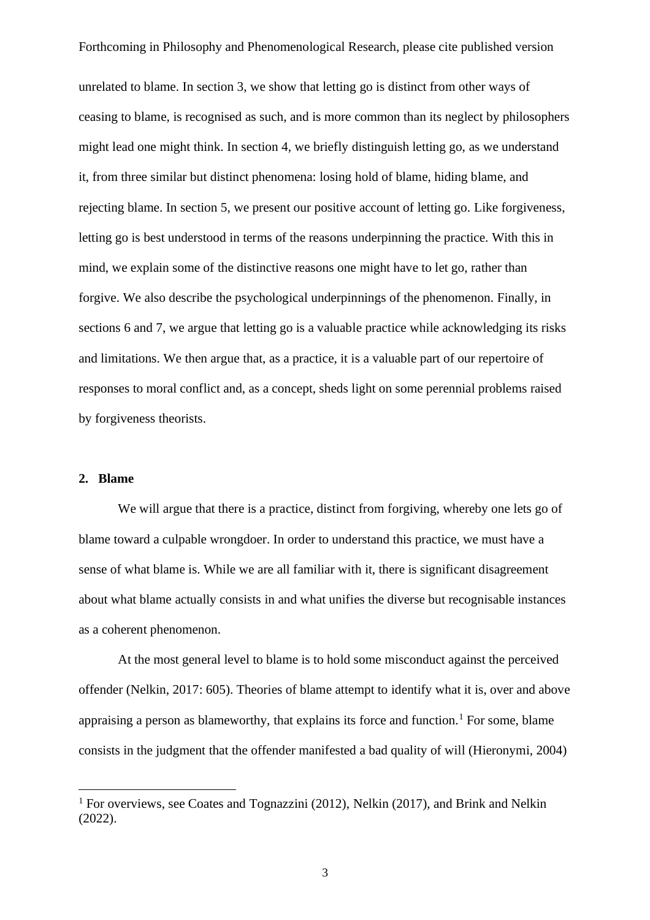unrelated to blame. In section 3, we show that letting go is distinct from other ways of ceasing to blame, is recognised as such, and is more common than its neglect by philosophers might lead one might think. In section 4, we briefly distinguish letting go, as we understand it, from three similar but distinct phenomena: losing hold of blame, hiding blame, and rejecting blame. In section 5, we present our positive account of letting go. Like forgiveness, letting go is best understood in terms of the reasons underpinning the practice. With this in mind, we explain some of the distinctive reasons one might have to let go, rather than forgive. We also describe the psychological underpinnings of the phenomenon. Finally, in sections 6 and 7, we argue that letting go is a valuable practice while acknowledging its risks and limitations. We then argue that, as a practice, it is a valuable part of our repertoire of responses to moral conflict and, as a concept, sheds light on some perennial problems raised by forgiveness theorists.

## 2. Blame

We will argue that there is a practice, distinct from forgiving, whereby one lets go of blame toward a culpable wrongdoer. In order to understand this practice, we must have a sense of what blame is. While we are all familiar with it, there is significant disagreement about what blame actually consists in and what unifies the diverse but recognisable instances as a coherent phenomenon.

At the most general level to blame is to hold some misconduct against the perceived offender (Nelkin, 2017: 605). Theories of blame attempt to identify what it is, over and above appraising a person as blameworthy, that explains its force and function.[1] For some, blame consists in the judgment that the offender manifested a bad quality of will (Hieronymi, 2004)

[1] For overviews, see Coates and Tognazzini (2012), Nelkin (2017), and Brink and Nelkin (2022).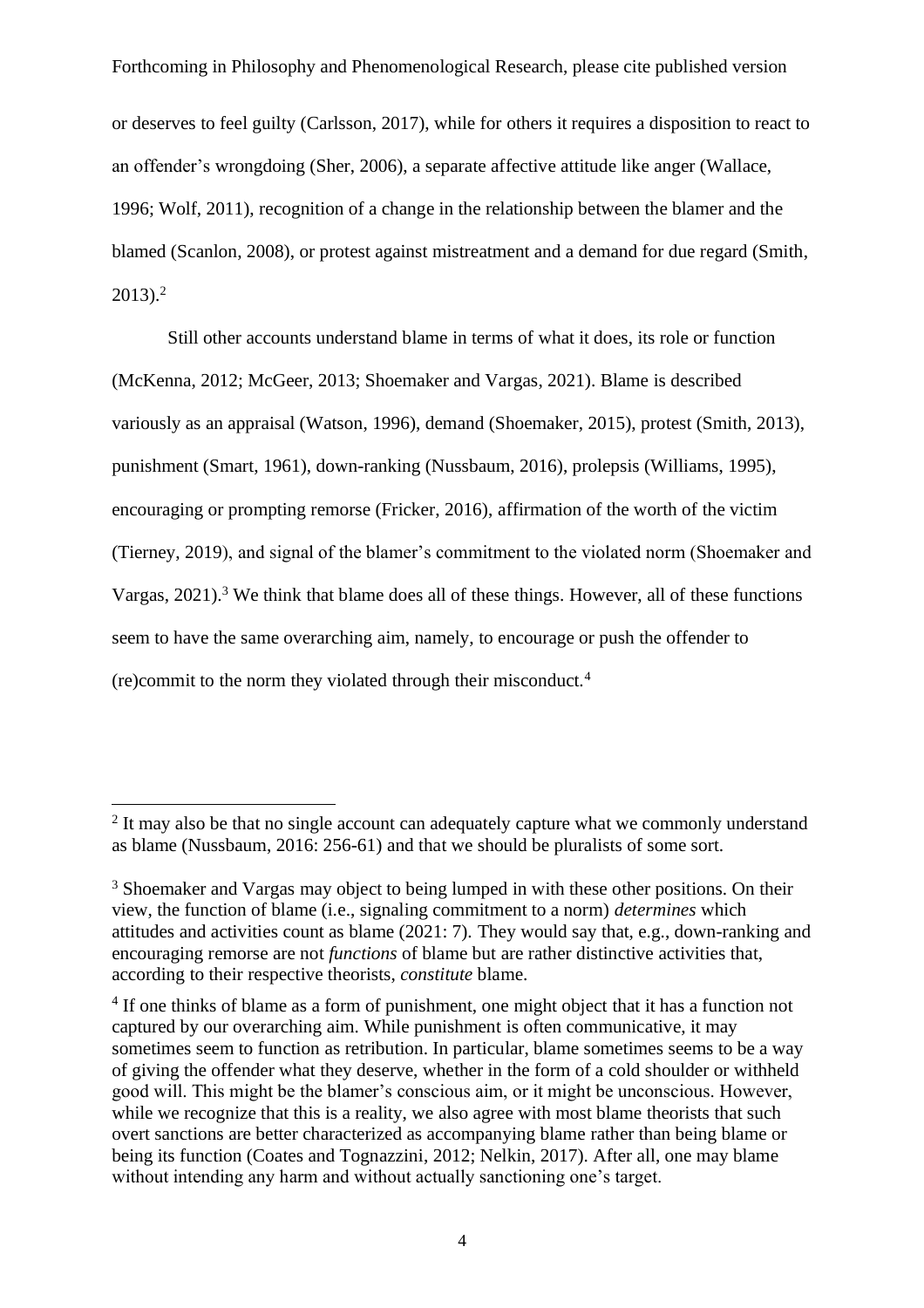or deserves to feel guilty (Carlsson, 2017), while for others it requires a disposition to react to an offender's wrongdoing (Sher, 2006), a separate affective attitude like anger (Wallace, 1996; Wolf, 2011), recognition of a change in the relationship between the blamer and the blamed (Scanlon, 2008), or protest against mistreatment and a demand for due regard (Smith, 2013).[2]

Still other accounts understand blame in terms of what it does, its role or function (McKenna, 2012; McGeer, 2013; Shoemaker and Vargas, 2021). Blame is described variously as an appraisal (Watson, 1996), demand (Shoemaker, 2015), protest (Smith, 2013), punishment (Smart, 1961), down-ranking (Nussbaum, 2016), prolepsis (Williams, 1995), encouraging or prompting remorse (Fricker, 2016), affirmation of the worth of the victim (Tierney, 2019), and signal of the blamer's commitment to the violated norm (Shoemaker and Vargas, 2021).[3] We think that blame does all of these things. However, all of these functions seem to have the same overarching aim, namely, to encourage or push the offender to (re)commit to the norm they violated through their misconduct.[4]

---

[2] It may also be that no single account can adequately capture what we commonly understand as blame (Nussbaum, 2016: 256-61) and that we should be pluralists of some sort.

[3] Shoemaker and Vargas may object to being lumped in with these other positions. On their view, the function of blame (i.e., signaling commitment to a norm) *determines* which attitudes and activities count as blame (2021: 7). They would say that, e.g., down-ranking and encouraging remorse are not *functions* of blame but are rather distinctive activities that, according to their respective theorists, *constitute* blame.

[4] If one thinks of blame as a form of punishment, one might object that it has a function not captured by our overarching aim. While punishment is often communicative, it may sometimes seem to function as retribution. In particular, blame sometimes seems to be a way of giving the offender what they deserve, whether in the form of a cold shoulder or withheld good will. This might be the blamer's conscious aim, or it might be unconscious. However, while we recognize that this is a reality, we also agree with most blame theorists that such overt sanctions are better characterized as accompanying blame rather than being blame or being its function (Coates and Tognazzini, 2012; Nelkin, 2017). After all, one may blame without intending any harm and without actually sanctioning one's target.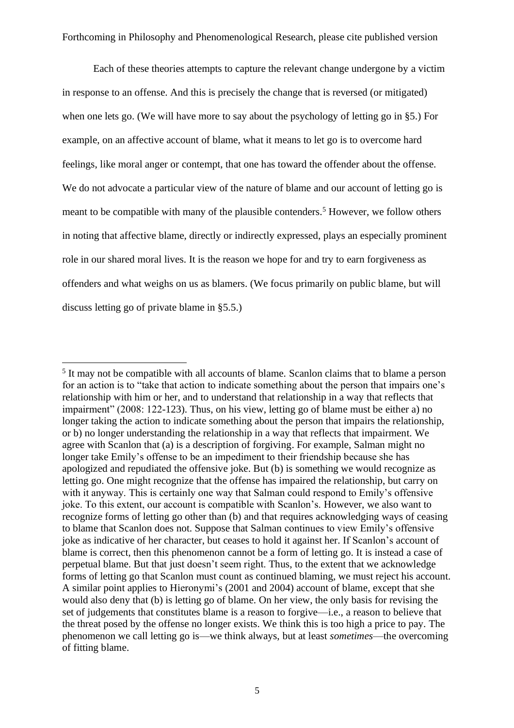Each of these theories attempts to capture the relevant change undergone by a victim in response to an offense. And this is precisely the change that is reversed (or mitigated) when one lets go. (We will have more to say about the psychology of letting go in §5.) For example, on an affective account of blame, what it means to let go is to overcome hard feelings, like moral anger or contempt, that one has toward the offender about the offense. We do not advocate a particular view of the nature of blame and our account of letting go is meant to be compatible with many of the plausible contenders.[5] However, we follow others in noting that affective blame, directly or indirectly expressed, plays an especially prominent role in our shared moral lives. It is the reason we hope for and try to earn forgiveness as offenders and what weighs on us as blamers. (We focus primarily on public blame, but will discuss letting go of private blame in §5.5.)

---

[5] It may not be compatible with all accounts of blame. Scanlon claims that to blame a person for an action is to "take that action to indicate something about the person that impairs one's relationship with him or her, and to understand that relationship in a way that reflects that impairment" (2008: 122-123). Thus, on his view, letting go of blame must be either a) no longer taking the action to indicate something about the person that impairs the relationship, or b) no longer understanding the relationship in a way that reflects that impairment. We agree with Scanlon that (a) is a description of forgiving. For example, Salman might no longer take Emily's offense to be an impediment to their friendship because she has apologized and repudiated the offensive joke. But (b) is something we would recognize as letting go. One might recognize that the offense has impaired the relationship, but carry on with it anyway. This is certainly one way that Salman could respond to Emily's offensive joke. To this extent, our account is compatible with Scanlon's. However, we also want to recognize forms of letting go other than (b) and that requires acknowledging ways of ceasing to blame that Scanlon does not. Suppose that Salman continues to view Emily's offensive joke as indicative of her character, but ceases to hold it against her. If Scanlon's account of blame is correct, then this phenomenon cannot be a form of letting go. It is instead a case of perpetual blame. But that just doesn't seem right. Thus, to the extent that we acknowledge forms of letting go that Scanlon must count as continued blaming, we must reject his account. A similar point applies to Hieronymi's (2001 and 2004) account of blame, except that she would also deny that (b) is letting go of blame. On her view, the only basis for revising the set of judgements that constitutes blame is a reason to forgive—i.e., a reason to believe that the threat posed by the offense no longer exists. We think this is too high a price to pay. The phenomenon we call letting go is—we think always, but at least *sometimes*—the overcoming of fitting blame.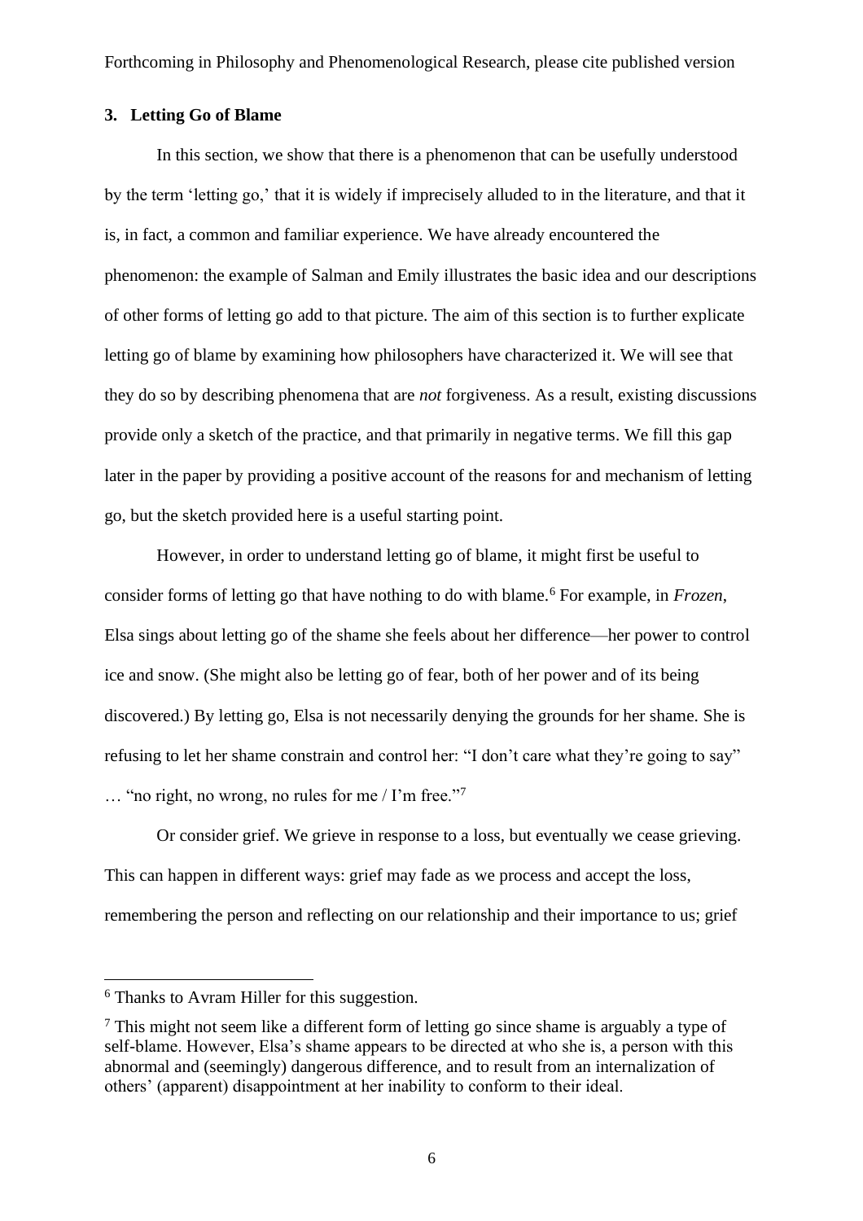## 3. Letting Go of Blame

In this section, we show that there is a phenomenon that can be usefully understood by the term 'letting go,' that it is widely if imprecisely alluded to in the literature, and that it is, in fact, a common and familiar experience. We have already encountered the phenomenon: the example of Salman and Emily illustrates the basic idea and our descriptions of other forms of letting go add to that picture. The aim of this section is to further explicate letting go of blame by examining how philosophers have characterized it. We will see that they do so by describing phenomena that are *not* forgiveness. As a result, existing discussions provide only a sketch of the practice, and that primarily in negative terms. We fill this gap later in the paper by providing a positive account of the reasons for and mechanism of letting go, but the sketch provided here is a useful starting point.

However, in order to understand letting go of blame, it might first be useful to consider forms of letting go that have nothing to do with blame.[6] For example, in *Frozen*, Elsa sings about letting go of the shame she feels about her difference—her power to control ice and snow. (She might also be letting go of fear, both of her power and of its being discovered.) By letting go, Elsa is not necessarily denying the grounds for her shame. She is refusing to let her shame constrain and control her: "I don't care what they're going to say" … "no right, no wrong, no rules for me / I'm free."[7]

Or consider grief. We grieve in response to a loss, but eventually we cease grieving. This can happen in different ways: grief may fade as we process and accept the loss, remembering the person and reflecting on our relationship and their importance to us; grief

---

[6] Thanks to Avram Hiller for this suggestion.

[7] This might not seem like a different form of letting go since shame is arguably a type of self-blame. However, Elsa's shame appears to be directed at who she is, a person with this abnormal and (seemingly) dangerous difference, and to result from an internalization of others' (apparent) disappointment at her inability to conform to their ideal.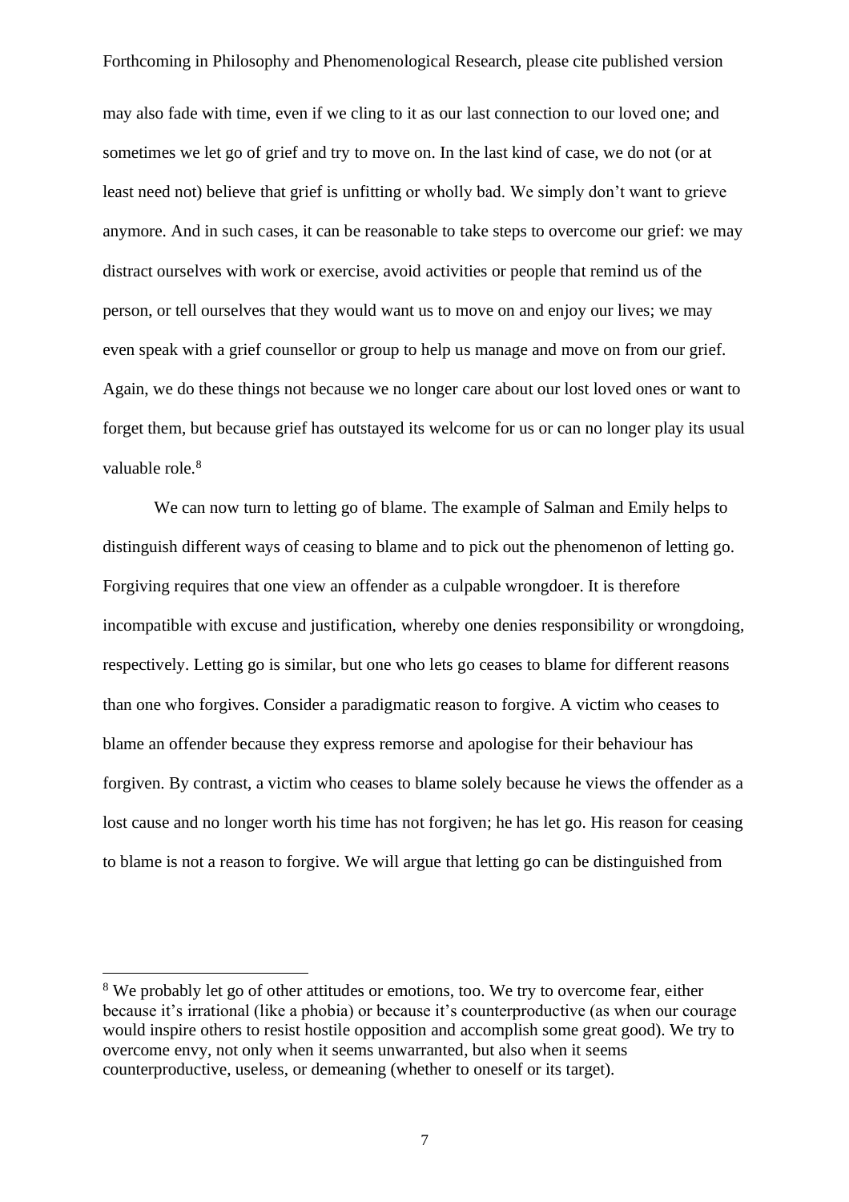may also fade with time, even if we cling to it as our last connection to our loved one; and sometimes we let go of grief and try to move on. In the last kind of case, we do not (or at least need not) believe that grief is unfitting or wholly bad. We simply don't want to grieve anymore. And in such cases, it can be reasonable to take steps to overcome our grief: we may distract ourselves with work or exercise, avoid activities or people that remind us of the person, or tell ourselves that they would want us to move on and enjoy our lives; we may even speak with a grief counsellor or group to help us manage and move on from our grief. Again, we do these things not because we no longer care about our lost loved ones or want to forget them, but because grief has outstayed its welcome for us or can no longer play its usual valuable role.[8]

We can now turn to letting go of blame. The example of Salman and Emily helps to distinguish different ways of ceasing to blame and to pick out the phenomenon of letting go. Forgiving requires that one view an offender as a culpable wrongdoer. It is therefore incompatible with excuse and justification, whereby one denies responsibility or wrongdoing, respectively. Letting go is similar, but one who lets go ceases to blame for different reasons than one who forgives. Consider a paradigmatic reason to forgive. A victim who ceases to blame an offender because they express remorse and apologise for their behaviour has forgiven. By contrast, a victim who ceases to blame solely because he views the offender as a lost cause and no longer worth his time has not forgiven; he has let go. His reason for ceasing to blame is not a reason to forgive. We will argue that letting go can be distinguished from

[8] We probably let go of other attitudes or emotions, too. We try to overcome fear, either because it's irrational (like a phobia) or because it's counterproductive (as when our courage would inspire others to resist hostile opposition and accomplish some great good). We try to overcome envy, not only when it seems unwarranted, but also when it seems counterproductive, useless, or demeaning (whether to oneself or its target).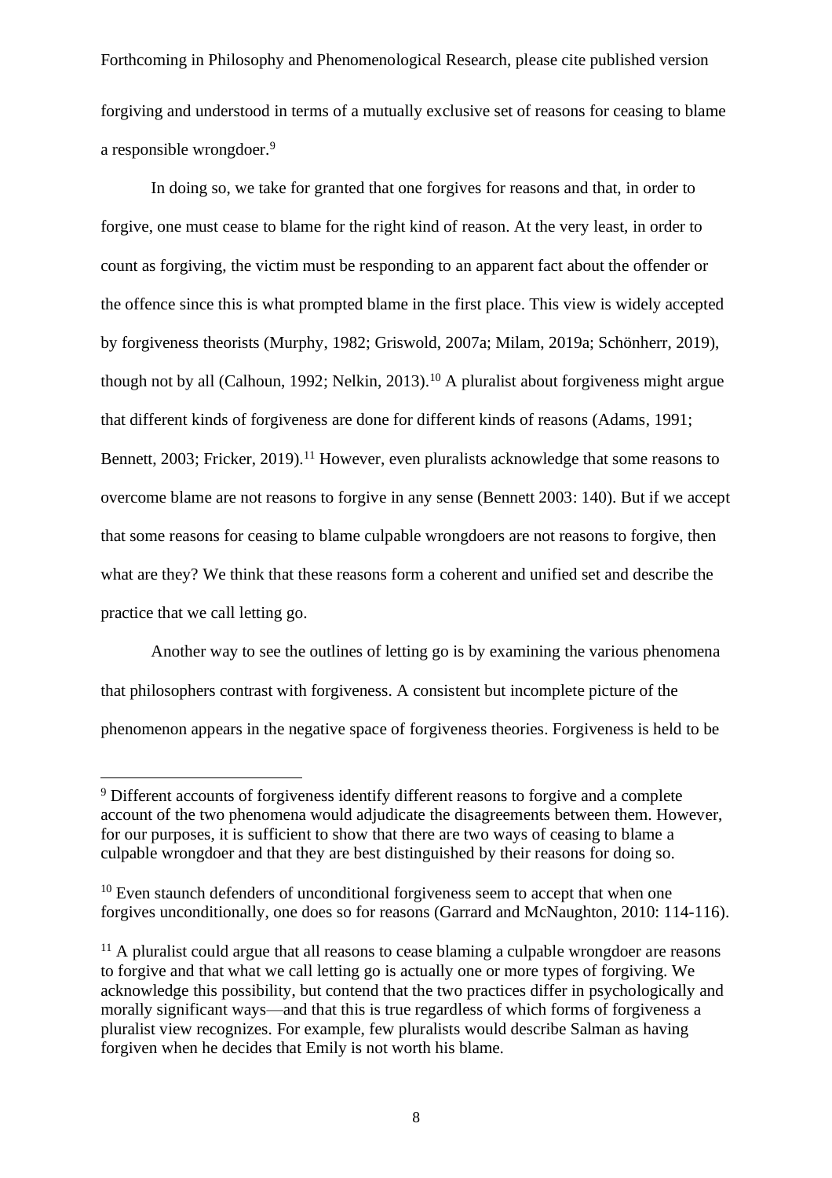forgiving and understood in terms of a mutually exclusive set of reasons for ceasing to blame a responsible wrongdoer.[9]

In doing so, we take for granted that one forgives for reasons and that, in order to forgive, one must cease to blame for the right kind of reason. At the very least, in order to count as forgiving, the victim must be responding to an apparent fact about the offender or the offence since this is what prompted blame in the first place. This view is widely accepted by forgiveness theorists (Murphy, 1982; Griswold, 2007a; Milam, 2019a; Schönherr, 2019), though not by all (Calhoun, 1992; Nelkin, 2013).[10] A pluralist about forgiveness might argue that different kinds of forgiveness are done for different kinds of reasons (Adams, 1991; Bennett, 2003; Fricker, 2019).[11] However, even pluralists acknowledge that some reasons to overcome blame are not reasons to forgive in any sense (Bennett 2003: 140). But if we accept that some reasons for ceasing to blame culpable wrongdoers are not reasons to forgive, then what are they? We think that these reasons form a coherent and unified set and describe the practice that we call letting go.

Another way to see the outlines of letting go is by examining the various phenomena that philosophers contrast with forgiveness. A consistent but incomplete picture of the phenomenon appears in the negative space of forgiveness theories. Forgiveness is held to be

---

[9] Different accounts of forgiveness identify different reasons to forgive and a complete account of the two phenomena would adjudicate the disagreements between them. However, for our purposes, it is sufficient to show that there are two ways of ceasing to blame a culpable wrongdoer and that they are best distinguished by their reasons for doing so.

[10] Even staunch defenders of unconditional forgiveness seem to accept that when one forgives unconditionally, one does so for reasons (Garrard and McNaughton, 2010: 114-116).

[11] A pluralist could argue that all reasons to cease blaming a culpable wrongdoer are reasons to forgive and that what we call letting go is actually one or more types of forgiving. We acknowledge this possibility, but contend that the two practices differ in psychologically and morally significant ways—and that this is true regardless of which forms of forgiveness a pluralist view recognizes. For example, few pluralists would describe Salman as having forgiven when he decides that Emily is not worth his blame.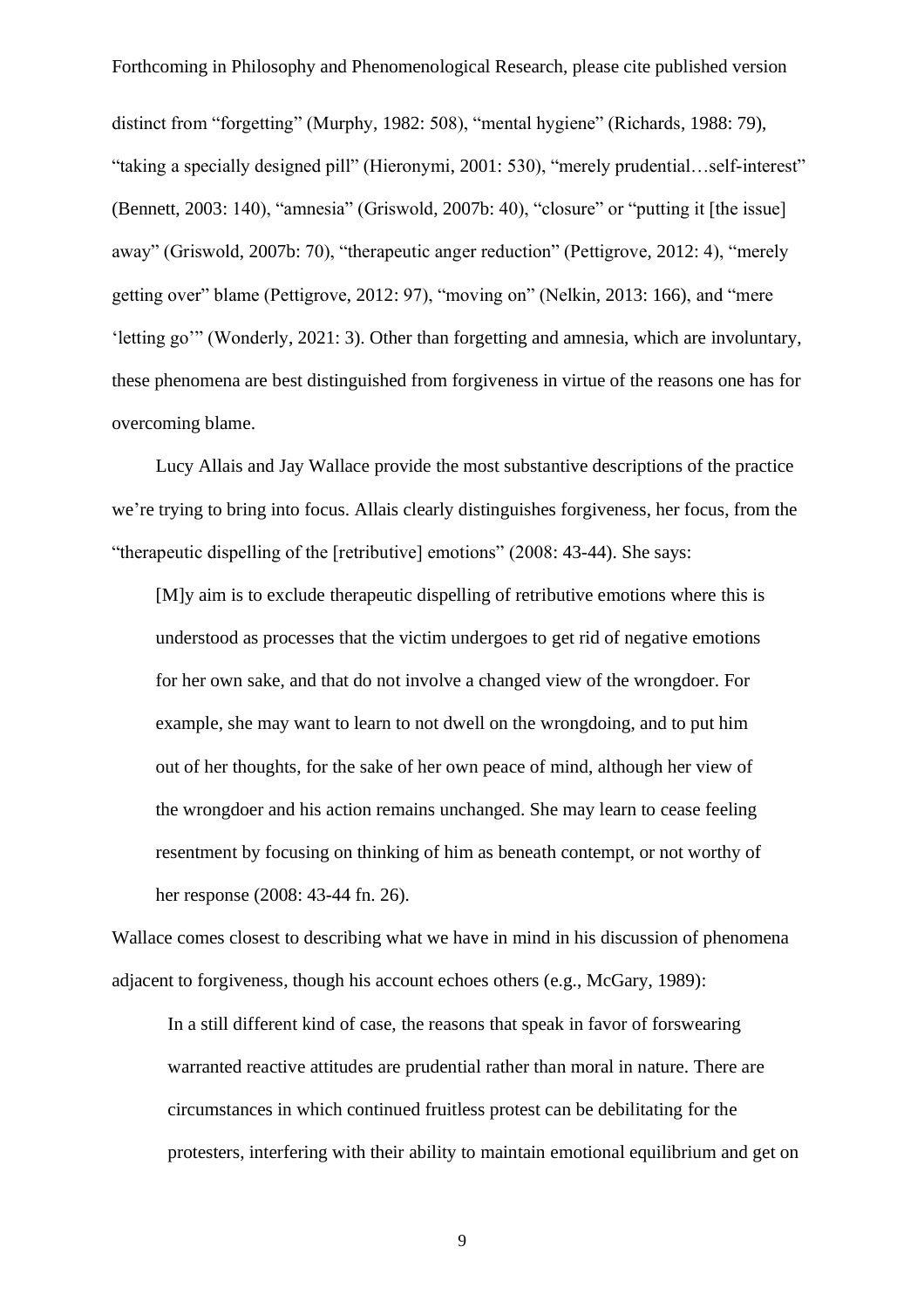distinct from "forgetting" (Murphy, 1982: 508), "mental hygiene" (Richards, 1988: 79), "taking a specially designed pill" (Hieronymi, 2001: 530), "merely prudential…self-interest" (Bennett, 2003: 140), "amnesia" (Griswold, 2007b: 40), "closure" or "putting it [the issue] away" (Griswold, 2007b: 70), "therapeutic anger reduction" (Pettigrove, 2012: 4), "merely getting over" blame (Pettigrove, 2012: 97), "moving on" (Nelkin, 2013: 166), and "mere 'letting go'" (Wonderly, 2021: 3). Other than forgetting and amnesia, which are involuntary, these phenomena are best distinguished from forgiveness in virtue of the reasons one has for overcoming blame.

Lucy Allais and Jay Wallace provide the most substantive descriptions of the practice we're trying to bring into focus. Allais clearly distinguishes forgiveness, her focus, from the "therapeutic dispelling of the [retributive] emotions" (2008: 43-44). She says:

> [M]y aim is to exclude therapeutic dispelling of retributive emotions where this is understood as processes that the victim undergoes to get rid of negative emotions for her own sake, and that do not involve a changed view of the wrongdoer. For example, she may want to learn to not dwell on the wrongdoing, and to put him out of her thoughts, for the sake of her own peace of mind, although her view of the wrongdoer and his action remains unchanged. She may learn to cease feeling resentment by focusing on thinking of him as beneath contempt, or not worthy of her response (2008: 43-44 fn. 26).

Wallace comes closest to describing what we have in mind in his discussion of phenomena adjacent to forgiveness, though his account echoes others (e.g., McGary, 1989):

> In a still different kind of case, the reasons that speak in favor of forswearing warranted reactive attitudes are prudential rather than moral in nature. There are circumstances in which continued fruitless protest can be debilitating for the protesters, interfering with their ability to maintain emotional equilibrium and get on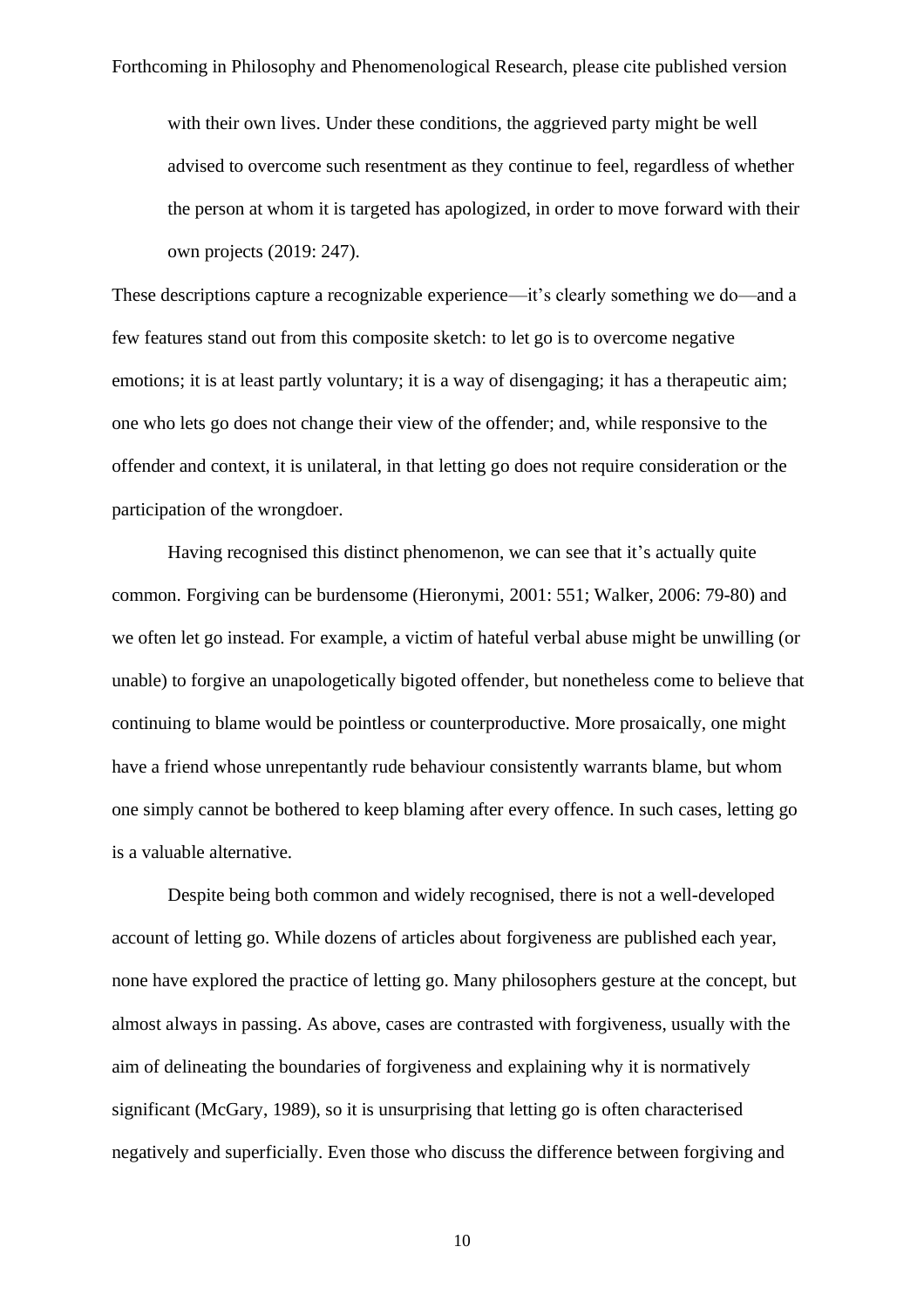> with their own lives. Under these conditions, the aggrieved party might be well advised to overcome such resentment as they continue to feel, regardless of whether the person at whom it is targeted has apologized, in order to move forward with their own projects (2019: 247).

These descriptions capture a recognizable experience—it's clearly something we do—and a few features stand out from this composite sketch: to let go is to overcome negative emotions; it is at least partly voluntary; it is a way of disengaging; it has a therapeutic aim; one who lets go does not change their view of the offender; and, while responsive to the offender and context, it is unilateral, in that letting go does not require consideration or the participation of the wrongdoer.

Having recognised this distinct phenomenon, we can see that it's actually quite common. Forgiving can be burdensome (Hieronymi, 2001: 551; Walker, 2006: 79-80) and we often let go instead. For example, a victim of hateful verbal abuse might be unwilling (or unable) to forgive an unapologetically bigoted offender, but nonetheless come to believe that continuing to blame would be pointless or counterproductive. More prosaically, one might have a friend whose unrepentantly rude behaviour consistently warrants blame, but whom one simply cannot be bothered to keep blaming after every offence. In such cases, letting go is a valuable alternative.

Despite being both common and widely recognised, there is not a well-developed account of letting go. While dozens of articles about forgiveness are published each year, none have explored the practice of letting go. Many philosophers gesture at the concept, but almost always in passing. As above, cases are contrasted with forgiveness, usually with the aim of delineating the boundaries of forgiveness and explaining why it is normatively significant (McGary, 1989), so it is unsurprising that letting go is often characterised negatively and superficially. Even those who discuss the difference between forgiving and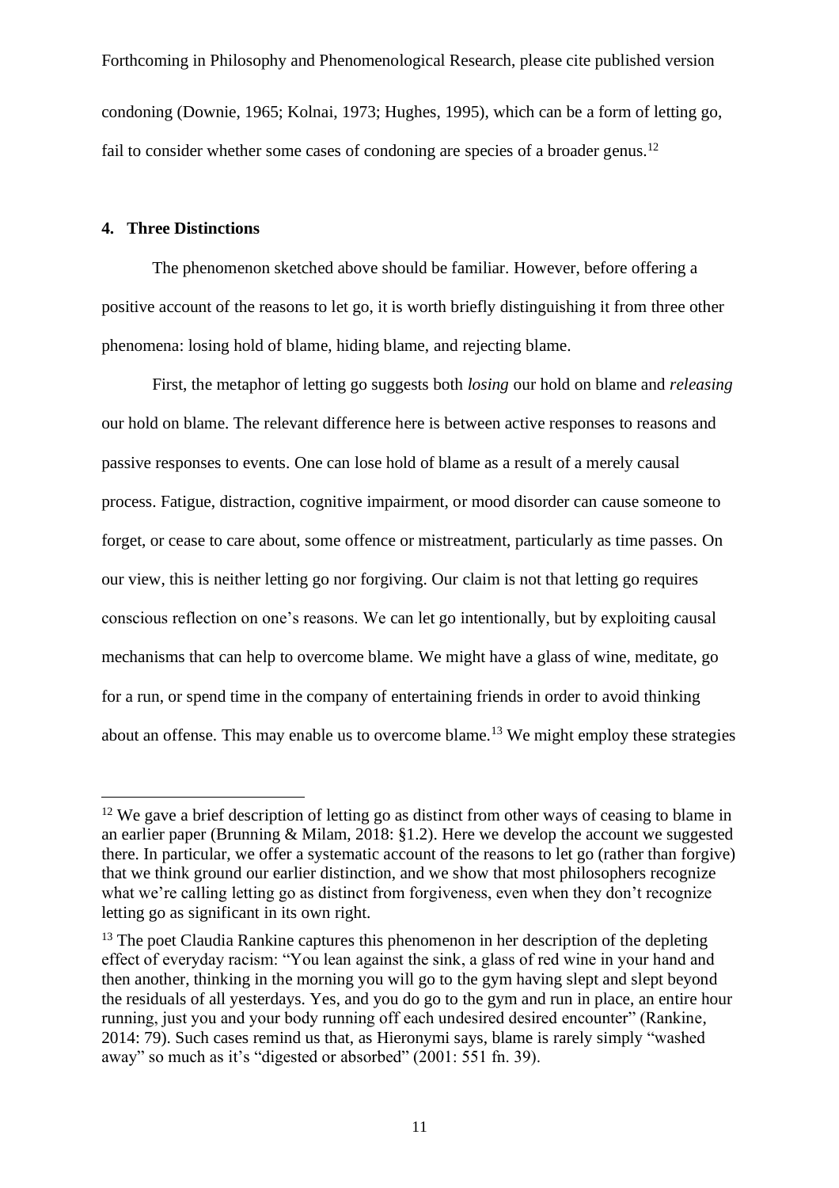condoning (Downie, 1965; Kolnai, 1973; Hughes, 1995), which can be a form of letting go, fail to consider whether some cases of condoning are species of a broader genus.[12]

## 4. Three Distinctions

The phenomenon sketched above should be familiar. However, before offering a positive account of the reasons to let go, it is worth briefly distinguishing it from three other phenomena: losing hold of blame, hiding blame, and rejecting blame.

First, the metaphor of letting go suggests both *losing* our hold on blame and *releasing* our hold on blame. The relevant difference here is between active responses to reasons and passive responses to events. One can lose hold of blame as a result of a merely causal process. Fatigue, distraction, cognitive impairment, or mood disorder can cause someone to forget, or cease to care about, some offence or mistreatment, particularly as time passes. On our view, this is neither letting go nor forgiving. Our claim is not that letting go requires conscious reflection on one's reasons. We can let go intentionally, but by exploiting causal mechanisms that can help to overcome blame. We might have a glass of wine, meditate, go for a run, or spend time in the company of entertaining friends in order to avoid thinking about an offense. This may enable us to overcome blame.[13] We might employ these strategies

---

[12] We gave a brief description of letting go as distinct from other ways of ceasing to blame in an earlier paper (Brunning & Milam, 2018: §1.2). Here we develop the account we suggested there. In particular, we offer a systematic account of the reasons to let go (rather than forgive) that we think ground our earlier distinction, and we show that most philosophers recognize what we're calling letting go as distinct from forgiveness, even when they don't recognize letting go as significant in its own right.

[13] The poet Claudia Rankine captures this phenomenon in her description of the depleting effect of everyday racism: "You lean against the sink, a glass of red wine in your hand and then another, thinking in the morning you will go to the gym having slept and slept beyond the residuals of all yesterdays. Yes, and you do go to the gym and run in place, an entire hour running, just you and your body running off each undesired desired encounter" (Rankine, 2014: 79). Such cases remind us that, as Hieronymi says, blame is rarely simply "washed away" so much as it's "digested or absorbed" (2001: 551 fn. 39).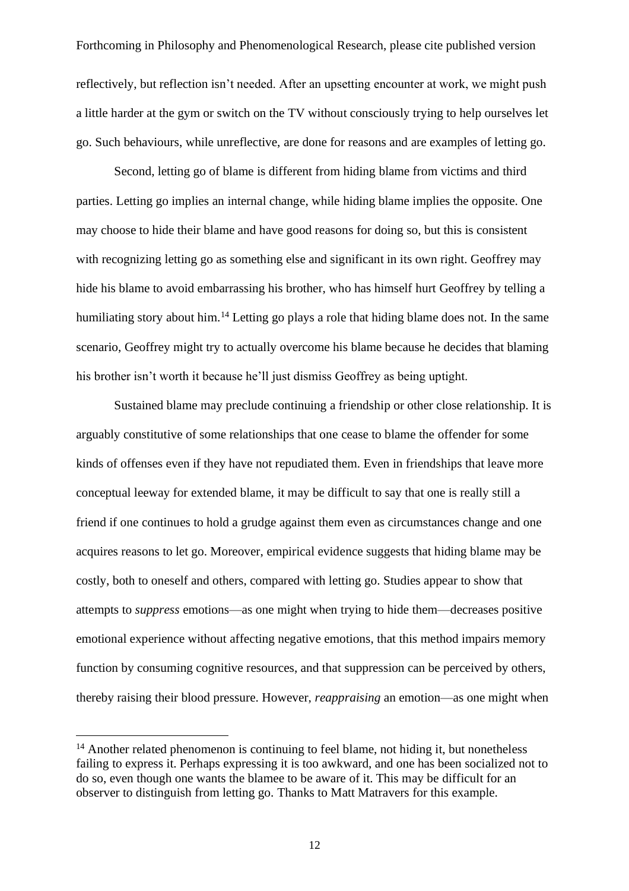reflectively, but reflection isn't needed. After an upsetting encounter at work, we might push a little harder at the gym or switch on the TV without consciously trying to help ourselves let go. Such behaviours, while unreflective, are done for reasons and are examples of letting go.

Second, letting go of blame is different from hiding blame from victims and third parties. Letting go implies an internal change, while hiding blame implies the opposite. One may choose to hide their blame and have good reasons for doing so, but this is consistent with recognizing letting go as something else and significant in its own right. Geoffrey may hide his blame to avoid embarrassing his brother, who has himself hurt Geoffrey by telling a humiliating story about him.[14] Letting go plays a role that hiding blame does not. In the same scenario, Geoffrey might try to actually overcome his blame because he decides that blaming his brother isn't worth it because he'll just dismiss Geoffrey as being uptight.

Sustained blame may preclude continuing a friendship or other close relationship. It is arguably constitutive of some relationships that one cease to blame the offender for some kinds of offenses even if they have not repudiated them. Even in friendships that leave more conceptual leeway for extended blame, it may be difficult to say that one is really still a friend if one continues to hold a grudge against them even as circumstances change and one acquires reasons to let go. Moreover, empirical evidence suggests that hiding blame may be costly, both to oneself and others, compared with letting go. Studies appear to show that attempts to *suppress* emotions—as one might when trying to hide them—decreases positive emotional experience without affecting negative emotions, that this method impairs memory function by consuming cognitive resources, and that suppression can be perceived by others, thereby raising their blood pressure. However, *reappraising* an emotion—as one might when

[14] Another related phenomenon is continuing to feel blame, not hiding it, but nonetheless failing to express it. Perhaps expressing it is too awkward, and one has been socialized not to do so, even though one wants the blamee to be aware of it. This may be difficult for an observer to distinguish from letting go. Thanks to Matt Matravers for this example.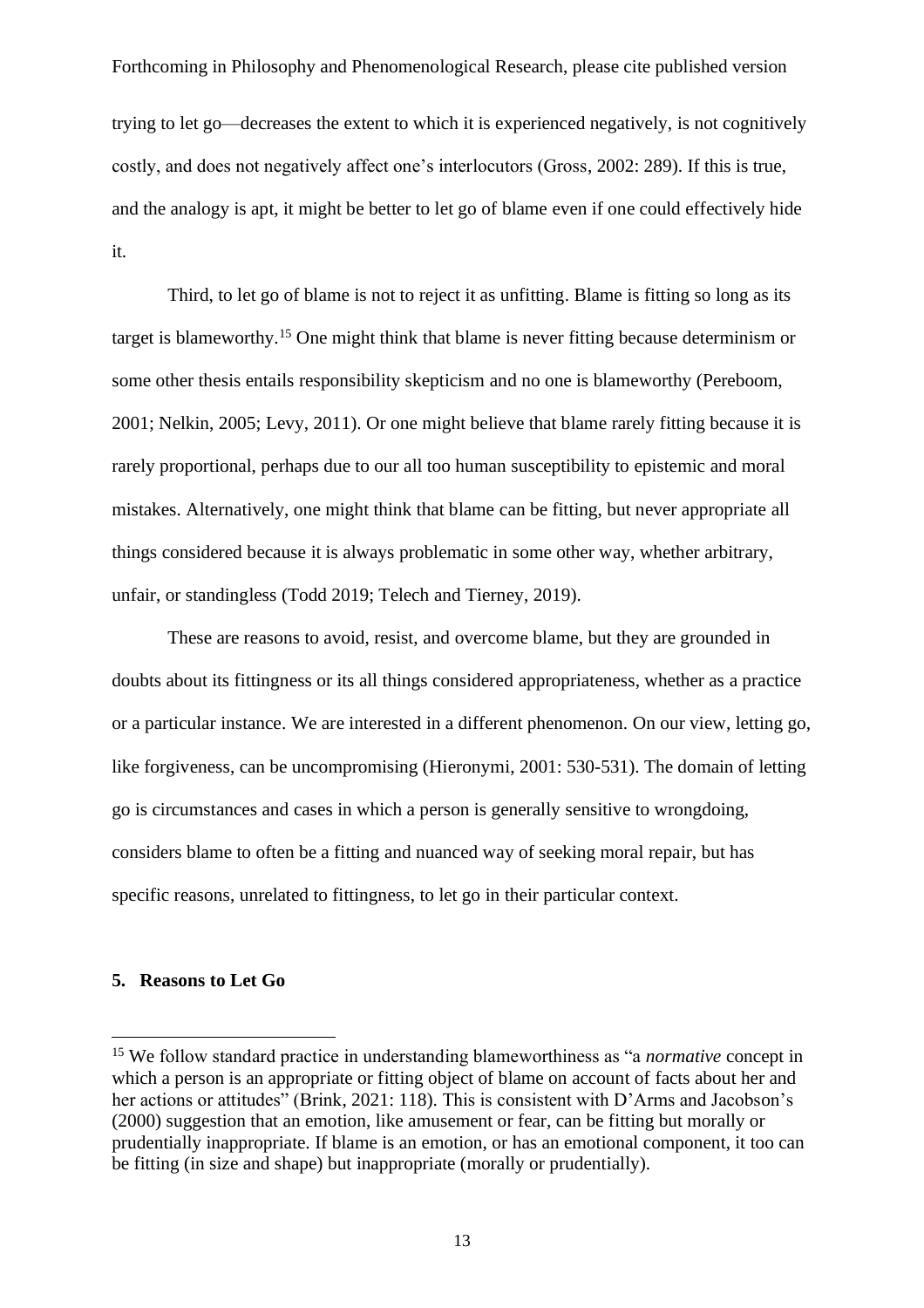trying to let go—decreases the extent to which it is experienced negatively, is not cognitively costly, and does not negatively affect one's interlocutors (Gross, 2002: 289). If this is true, and the analogy is apt, it might be better to let go of blame even if one could effectively hide it.

Third, to let go of blame is not to reject it as unfitting. Blame is fitting so long as its target is blameworthy.[15] One might think that blame is never fitting because determinism or some other thesis entails responsibility skepticism and no one is blameworthy (Pereboom, 2001; Nelkin, 2005; Levy, 2011). Or one might believe that blame rarely fitting because it is rarely proportional, perhaps due to our all too human susceptibility to epistemic and moral mistakes. Alternatively, one might think that blame can be fitting, but never appropriate all things considered because it is always problematic in some other way, whether arbitrary, unfair, or standingless (Todd 2019; Telech and Tierney, 2019).

These are reasons to avoid, resist, and overcome blame, but they are grounded in doubts about its fittingness or its all things considered appropriateness, whether as a practice or a particular instance. We are interested in a different phenomenon. On our view, letting go, like forgiveness, can be uncompromising (Hieronymi, 2001: 530-531). The domain of letting go is circumstances and cases in which a person is generally sensitive to wrongdoing, considers blame to often be a fitting and nuanced way of seeking moral repair, but has specific reasons, unrelated to fittingness, to let go in their particular context.

## 5. Reasons to Let Go

[15] We follow standard practice in understanding blameworthiness as "a *normative* concept in which a person is an appropriate or fitting object of blame on account of facts about her and her actions or attitudes" (Brink, 2021: 118). This is consistent with D'Arms and Jacobson's (2000) suggestion that an emotion, like amusement or fear, can be fitting but morally or prudentially inappropriate. If blame is an emotion, or has an emotional component, it too can be fitting (in size and shape) but inappropriate (morally or prudentially).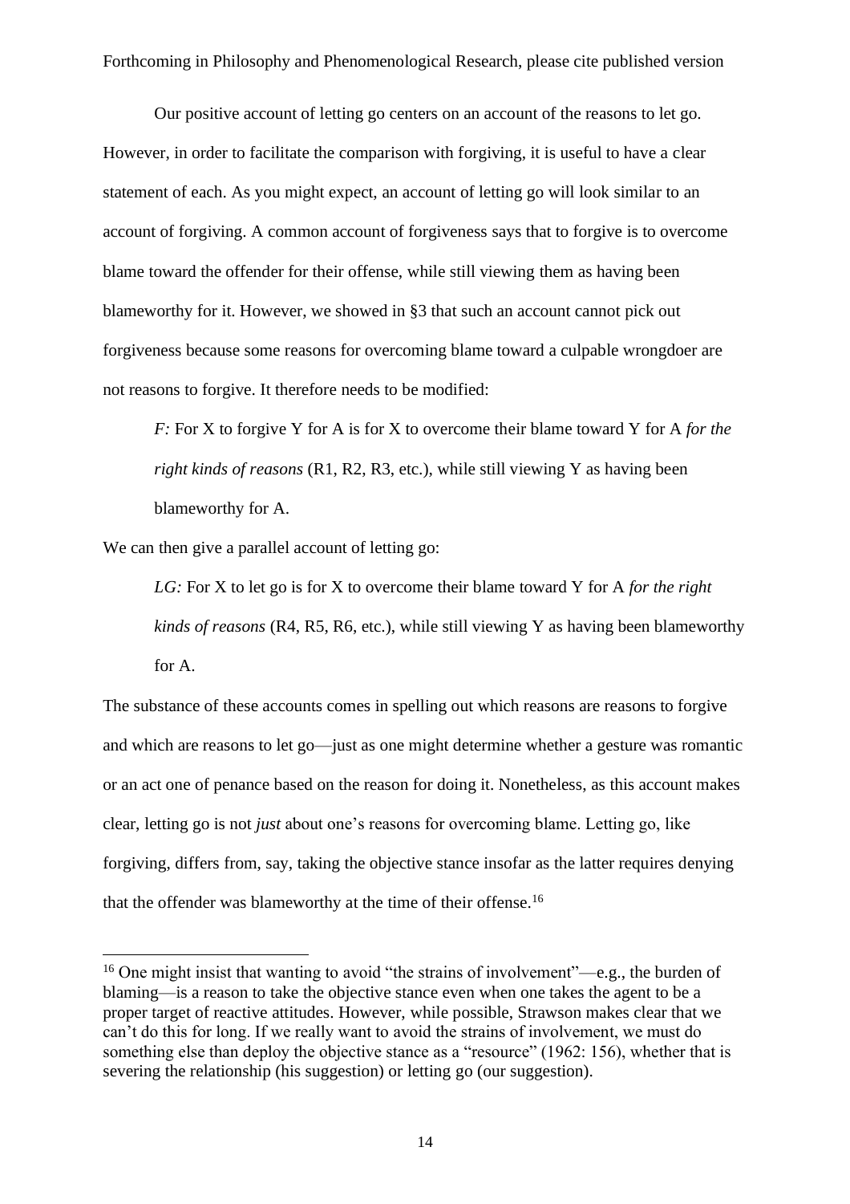Our positive account of letting go centers on an account of the reasons to let go. However, in order to facilitate the comparison with forgiving, it is useful to have a clear statement of each. As you might expect, an account of letting go will look similar to an account of forgiving. A common account of forgiveness says that to forgive is to overcome blame toward the offender for their offense, while still viewing them as having been blameworthy for it. However, we showed in §3 that such an account cannot pick out forgiveness because some reasons for overcoming blame toward a culpable wrongdoer are not reasons to forgive. It therefore needs to be modified:

> *F:* For X to forgive Y for A is for X to overcome their blame toward Y for A *for the right kinds of reasons* (R1, R2, R3, etc.), while still viewing Y as having been blameworthy for A.

We can then give a parallel account of letting go:

> *LG:* For X to let go is for X to overcome their blame toward Y for A *for the right kinds of reasons* (R4, R5, R6, etc.), while still viewing Y as having been blameworthy for A.

The substance of these accounts comes in spelling out which reasons are reasons to forgive and which are reasons to let go—just as one might determine whether a gesture was romantic or an act one of penance based on the reason for doing it. Nonetheless, as this account makes clear, letting go is not *just* about one's reasons for overcoming blame. Letting go, like forgiving, differs from, say, taking the objective stance insofar as the latter requires denying that the offender was blameworthy at the time of their offense.[16]

[16] One might insist that wanting to avoid "the strains of involvement"—e.g., the burden of blaming—is a reason to take the objective stance even when one takes the agent to be a proper target of reactive attitudes. However, while possible, Strawson makes clear that we can't do this for long. If we really want to avoid the strains of involvement, we must do something else than deploy the objective stance as a "resource" (1962: 156), whether that is severing the relationship (his suggestion) or letting go (our suggestion).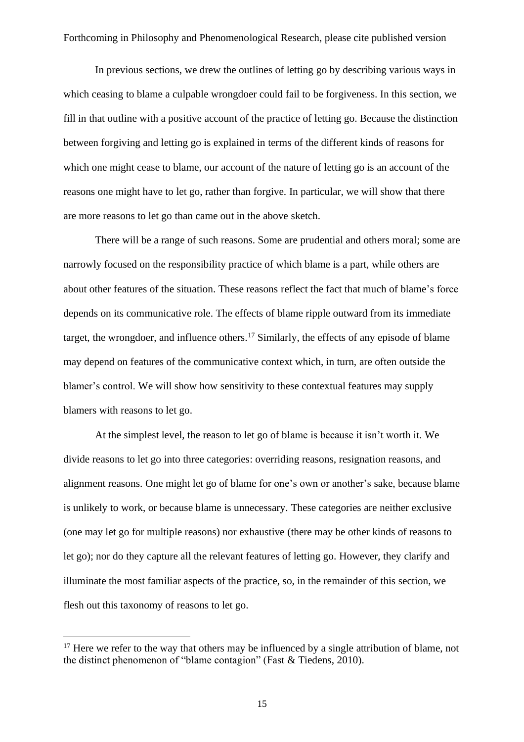In previous sections, we drew the outlines of letting go by describing various ways in which ceasing to blame a culpable wrongdoer could fail to be forgiveness. In this section, we fill in that outline with a positive account of the practice of letting go. Because the distinction between forgiving and letting go is explained in terms of the different kinds of reasons for which one might cease to blame, our account of the nature of letting go is an account of the reasons one might have to let go, rather than forgive. In particular, we will show that there are more reasons to let go than came out in the above sketch.

There will be a range of such reasons. Some are prudential and others moral; some are narrowly focused on the responsibility practice of which blame is a part, while others are about other features of the situation. These reasons reflect the fact that much of blame's force depends on its communicative role. The effects of blame ripple outward from its immediate target, the wrongdoer, and influence others.[17] Similarly, the effects of any episode of blame may depend on features of the communicative context which, in turn, are often outside the blamer's control. We will show how sensitivity to these contextual features may supply blamers with reasons to let go.

At the simplest level, the reason to let go of blame is because it isn't worth it. We divide reasons to let go into three categories: overriding reasons, resignation reasons, and alignment reasons. One might let go of blame for one's own or another's sake, because blame is unlikely to work, or because blame is unnecessary. These categories are neither exclusive (one may let go for multiple reasons) nor exhaustive (there may be other kinds of reasons to let go); nor do they capture all the relevant features of letting go. However, they clarify and illuminate the most familiar aspects of the practice, so, in the remainder of this section, we flesh out this taxonomy of reasons to let go.

[17] Here we refer to the way that others may be influenced by a single attribution of blame, not the distinct phenomenon of "blame contagion" (Fast & Tiedens, 2010).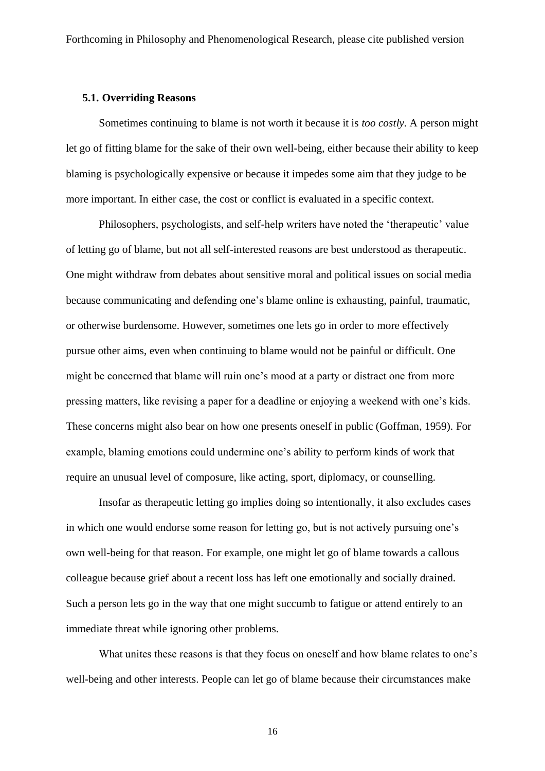### 5.1. Overriding Reasons

Sometimes continuing to blame is not worth it because it is *too costly*. A person might let go of fitting blame for the sake of their own well-being, either because their ability to keep blaming is psychologically expensive or because it impedes some aim that they judge to be more important. In either case, the cost or conflict is evaluated in a specific context.

Philosophers, psychologists, and self-help writers have noted the 'therapeutic' value of letting go of blame, but not all self-interested reasons are best understood as therapeutic. One might withdraw from debates about sensitive moral and political issues on social media because communicating and defending one's blame online is exhausting, painful, traumatic, or otherwise burdensome. However, sometimes one lets go in order to more effectively pursue other aims, even when continuing to blame would not be painful or difficult. One might be concerned that blame will ruin one's mood at a party or distract one from more pressing matters, like revising a paper for a deadline or enjoying a weekend with one's kids. These concerns might also bear on how one presents oneself in public (Goffman, 1959). For example, blaming emotions could undermine one's ability to perform kinds of work that require an unusual level of composure, like acting, sport, diplomacy, or counselling.

Insofar as therapeutic letting go implies doing so intentionally, it also excludes cases in which one would endorse some reason for letting go, but is not actively pursuing one's own well-being for that reason. For example, one might let go of blame towards a callous colleague because grief about a recent loss has left one emotionally and socially drained. Such a person lets go in the way that one might succumb to fatigue or attend entirely to an immediate threat while ignoring other problems.

What unites these reasons is that they focus on oneself and how blame relates to one's well-being and other interests. People can let go of blame because their circumstances make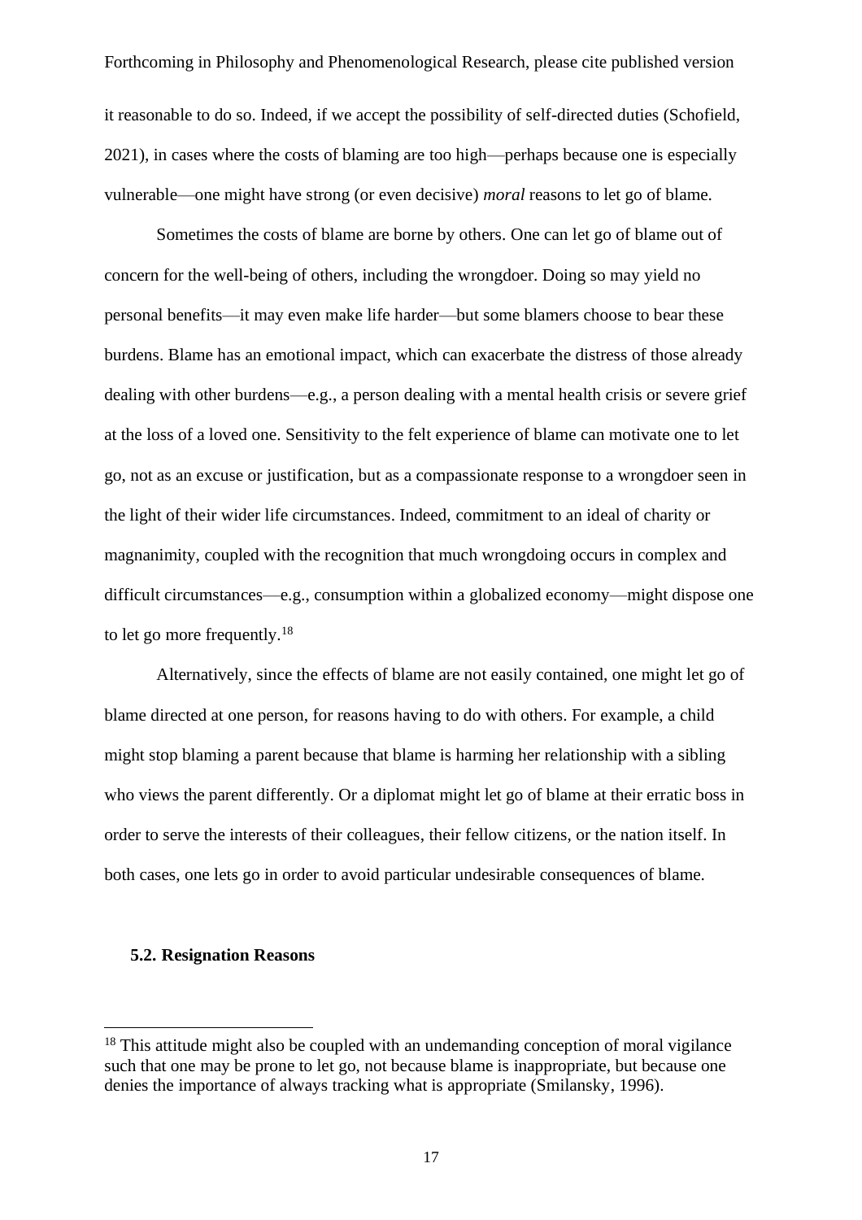it reasonable to do so. Indeed, if we accept the possibility of self-directed duties (Schofield, 2021), in cases where the costs of blaming are too high—perhaps because one is especially vulnerable—one might have strong (or even decisive) *moral* reasons to let go of blame.

Sometimes the costs of blame are borne by others. One can let go of blame out of concern for the well-being of others, including the wrongdoer. Doing so may yield no personal benefits—it may even make life harder—but some blamers choose to bear these burdens. Blame has an emotional impact, which can exacerbate the distress of those already dealing with other burdens—e.g., a person dealing with a mental health crisis or severe grief at the loss of a loved one. Sensitivity to the felt experience of blame can motivate one to let go, not as an excuse or justification, but as a compassionate response to a wrongdoer seen in the light of their wider life circumstances. Indeed, commitment to an ideal of charity or magnanimity, coupled with the recognition that much wrongdoing occurs in complex and difficult circumstances—e.g., consumption within a globalized economy—might dispose one to let go more frequently.[18]

Alternatively, since the effects of blame are not easily contained, one might let go of blame directed at one person, for reasons having to do with others. For example, a child might stop blaming a parent because that blame is harming her relationship with a sibling who views the parent differently. Or a diplomat might let go of blame at their erratic boss in order to serve the interests of their colleagues, their fellow citizens, or the nation itself. In both cases, one lets go in order to avoid particular undesirable consequences of blame.

### 5.2. Resignation Reasons

[18] This attitude might also be coupled with an undemanding conception of moral vigilance such that one may be prone to let go, not because blame is inappropriate, but because one denies the importance of always tracking what is appropriate (Smilansky, 1996).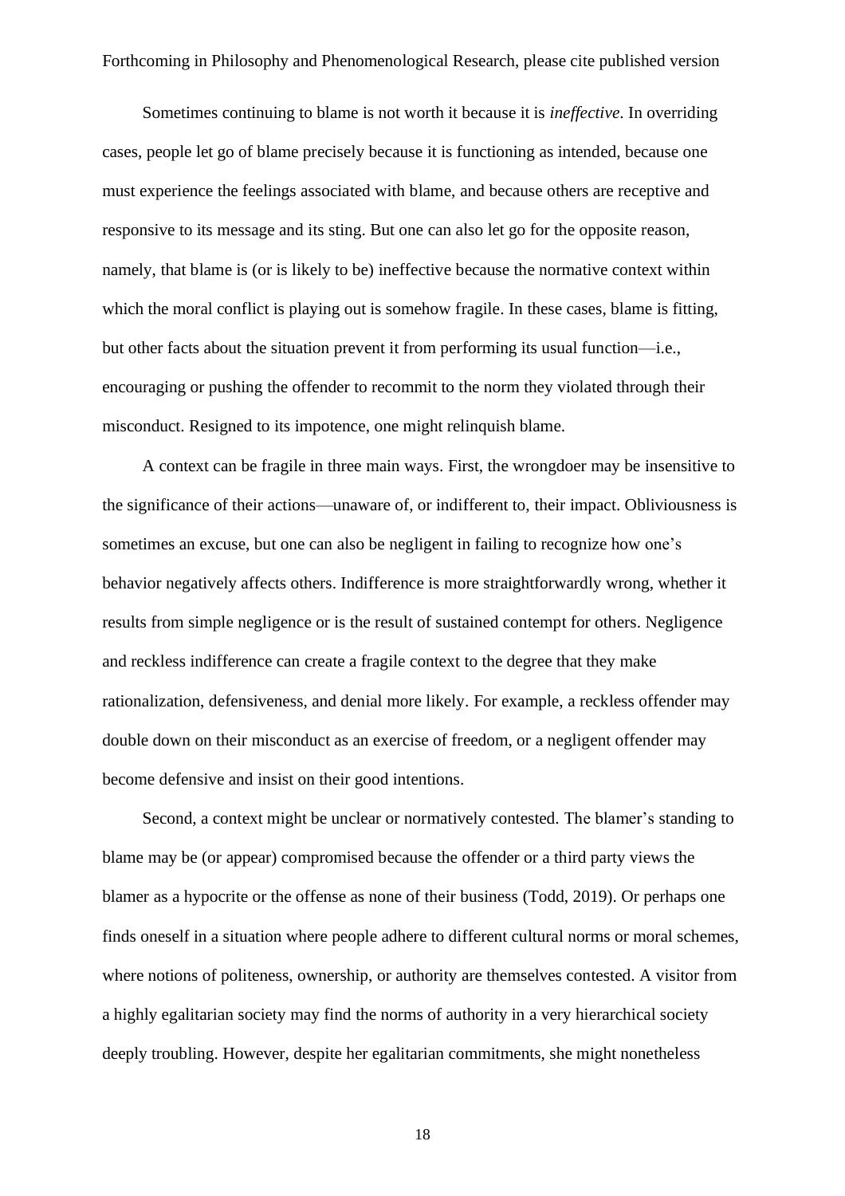Sometimes continuing to blame is not worth it because it is *ineffective*. In overriding cases, people let go of blame precisely because it is functioning as intended, because one must experience the feelings associated with blame, and because others are receptive and responsive to its message and its sting. But one can also let go for the opposite reason, namely, that blame is (or is likely to be) ineffective because the normative context within which the moral conflict is playing out is somehow fragile. In these cases, blame is fitting, but other facts about the situation prevent it from performing its usual function—i.e., encouraging or pushing the offender to recommit to the norm they violated through their misconduct. Resigned to its impotence, one might relinquish blame.

A context can be fragile in three main ways. First, the wrongdoer may be insensitive to the significance of their actions—unaware of, or indifferent to, their impact. Obliviousness is sometimes an excuse, but one can also be negligent in failing to recognize how one's behavior negatively affects others. Indifference is more straightforwardly wrong, whether it results from simple negligence or is the result of sustained contempt for others. Negligence and reckless indifference can create a fragile context to the degree that they make rationalization, defensiveness, and denial more likely. For example, a reckless offender may double down on their misconduct as an exercise of freedom, or a negligent offender may become defensive and insist on their good intentions.

Second, a context might be unclear or normatively contested. The blamer's standing to blame may be (or appear) compromised because the offender or a third party views the blamer as a hypocrite or the offense as none of their business (Todd, 2019). Or perhaps one finds oneself in a situation where people adhere to different cultural norms or moral schemes, where notions of politeness, ownership, or authority are themselves contested. A visitor from a highly egalitarian society may find the norms of authority in a very hierarchical society deeply troubling. However, despite her egalitarian commitments, she might nonetheless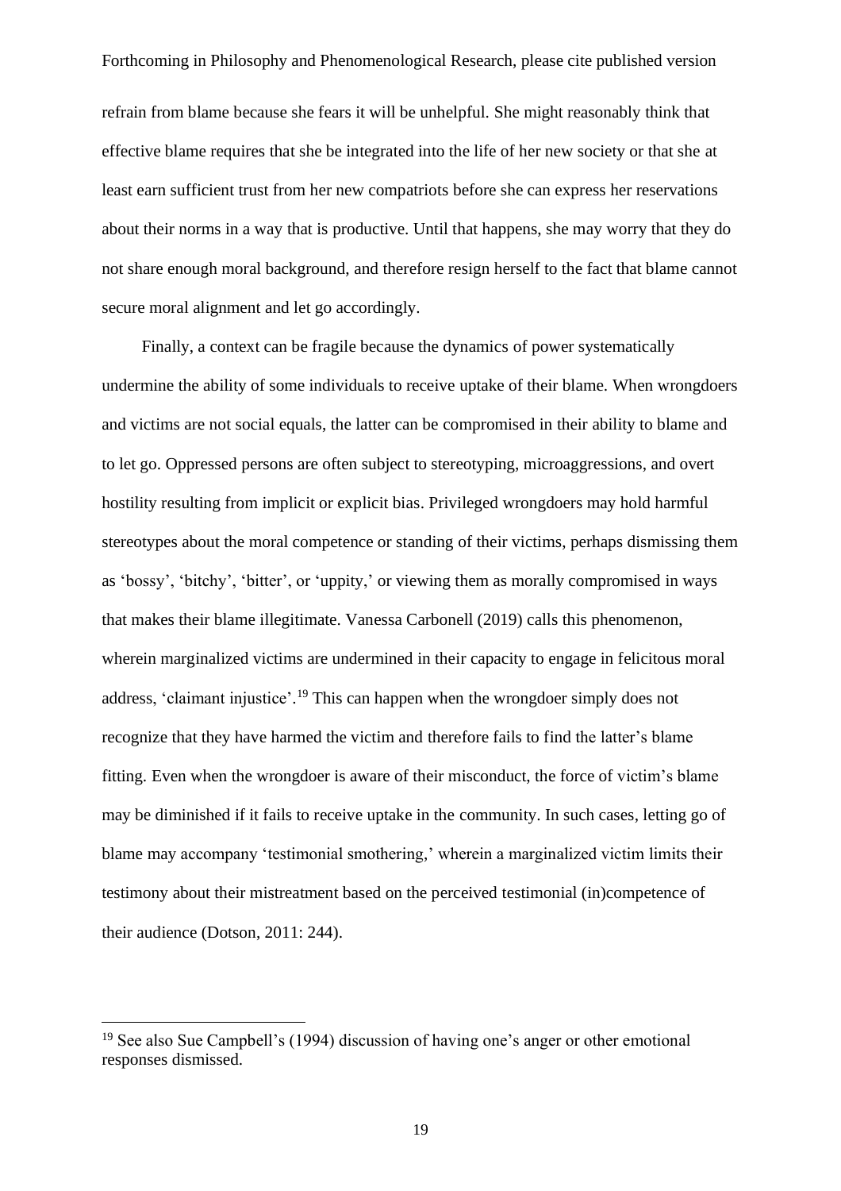refrain from blame because she fears it will be unhelpful. She might reasonably think that effective blame requires that she be integrated into the life of her new society or that she at least earn sufficient trust from her new compatriots before she can express her reservations about their norms in a way that is productive. Until that happens, she may worry that they do not share enough moral background, and therefore resign herself to the fact that blame cannot secure moral alignment and let go accordingly.

Finally, a context can be fragile because the dynamics of power systematically undermine the ability of some individuals to receive uptake of their blame. When wrongdoers and victims are not social equals, the latter can be compromised in their ability to blame and to let go. Oppressed persons are often subject to stereotyping, microaggressions, and overt hostility resulting from implicit or explicit bias. Privileged wrongdoers may hold harmful stereotypes about the moral competence or standing of their victims, perhaps dismissing them as 'bossy', 'bitchy', 'bitter', or 'uppity,' or viewing them as morally compromised in ways that makes their blame illegitimate. Vanessa Carbonell (2019) calls this phenomenon, wherein marginalized victims are undermined in their capacity to engage in felicitous moral address, 'claimant injustice'.[19] This can happen when the wrongdoer simply does not recognize that they have harmed the victim and therefore fails to find the latter's blame fitting. Even when the wrongdoer is aware of their misconduct, the force of victim's blame may be diminished if it fails to receive uptake in the community. In such cases, letting go of blame may accompany 'testimonial smothering,' wherein a marginalized victim limits their testimony about their mistreatment based on the perceived testimonial (in)competence of their audience (Dotson, 2011: 244).

[19] See also Sue Campbell's (1994) discussion of having one's anger or other emotional responses dismissed.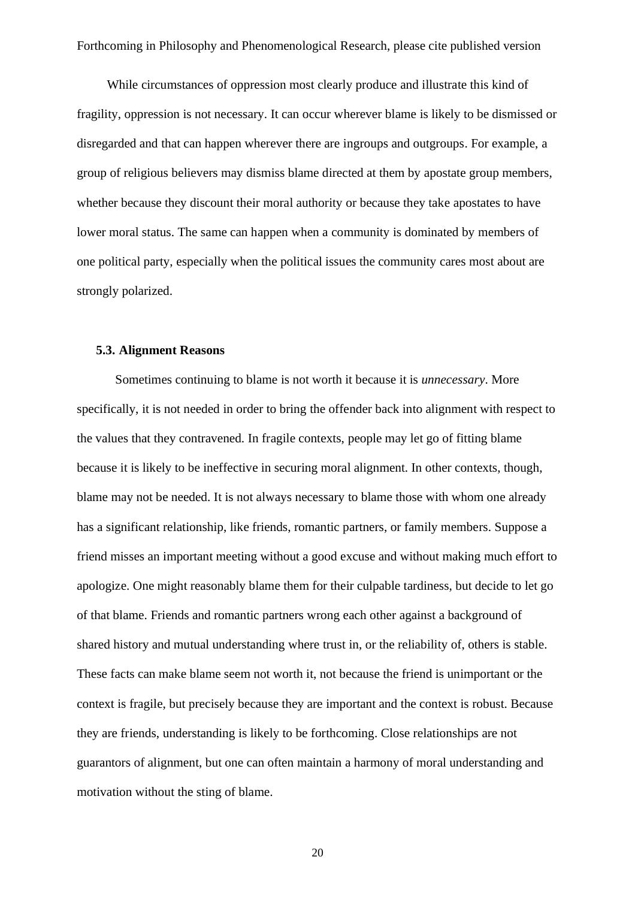While circumstances of oppression most clearly produce and illustrate this kind of fragility, oppression is not necessary. It can occur wherever blame is likely to be dismissed or disregarded and that can happen wherever there are ingroups and outgroups. For example, a group of religious believers may dismiss blame directed at them by apostate group members, whether because they discount their moral authority or because they take apostates to have lower moral status. The same can happen when a community is dominated by members of one political party, especially when the political issues the community cares most about are strongly polarized.

### 5.3. Alignment Reasons

Sometimes continuing to blame is not worth it because it is *unnecessary*. More specifically, it is not needed in order to bring the offender back into alignment with respect to the values that they contravened. In fragile contexts, people may let go of fitting blame because it is likely to be ineffective in securing moral alignment. In other contexts, though, blame may not be needed. It is not always necessary to blame those with whom one already has a significant relationship, like friends, romantic partners, or family members. Suppose a friend misses an important meeting without a good excuse and without making much effort to apologize. One might reasonably blame them for their culpable tardiness, but decide to let go of that blame. Friends and romantic partners wrong each other against a background of shared history and mutual understanding where trust in, or the reliability of, others is stable. These facts can make blame seem not worth it, not because the friend is unimportant or the context is fragile, but precisely because they are important and the context is robust. Because they are friends, understanding is likely to be forthcoming. Close relationships are not guarantors of alignment, but one can often maintain a harmony of moral understanding and motivation without the sting of blame.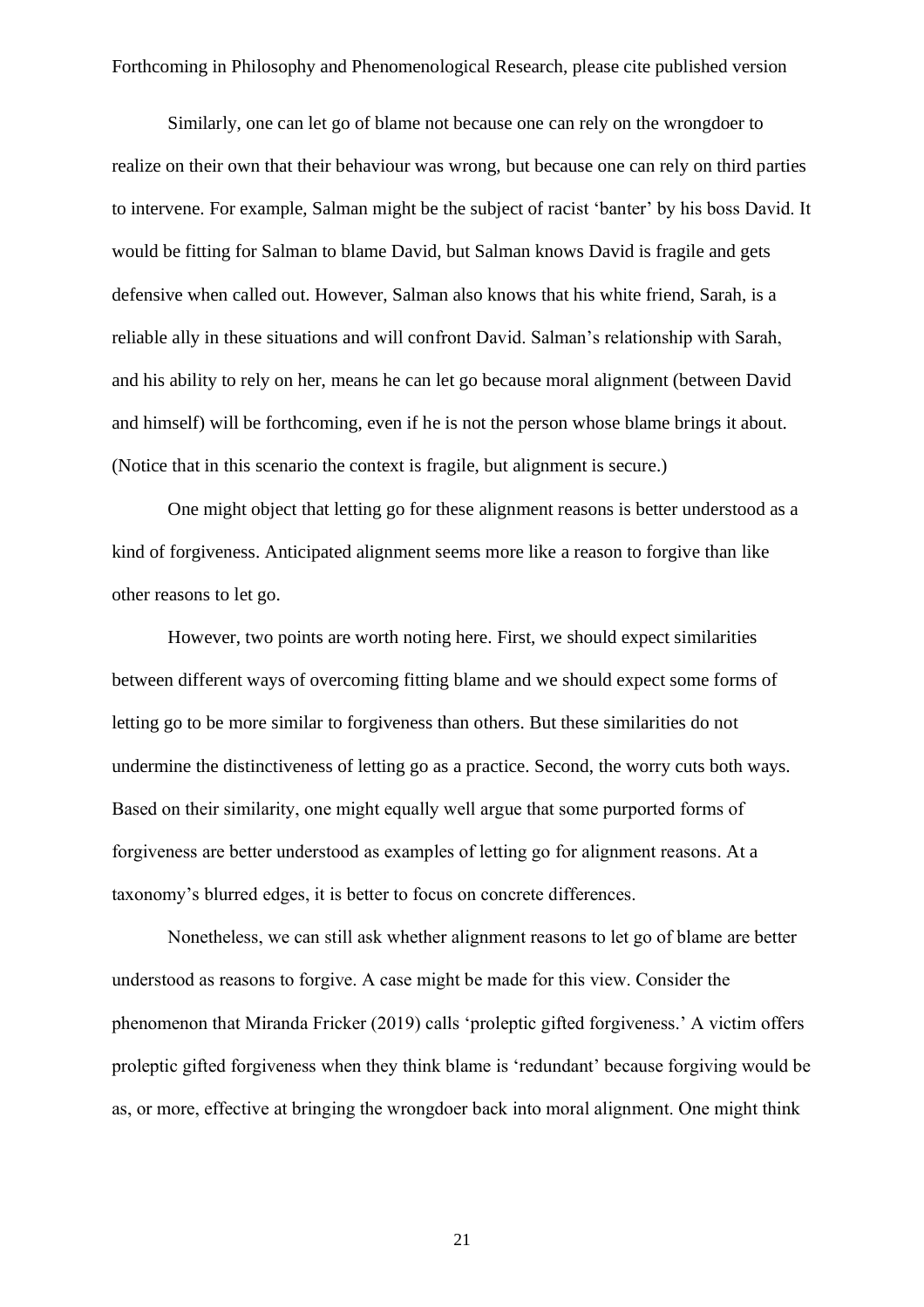Similarly, one can let go of blame not because one can rely on the wrongdoer to realize on their own that their behaviour was wrong, but because one can rely on third parties to intervene. For example, Salman might be the subject of racist 'banter' by his boss David. It would be fitting for Salman to blame David, but Salman knows David is fragile and gets defensive when called out. However, Salman also knows that his white friend, Sarah, is a reliable ally in these situations and will confront David. Salman's relationship with Sarah, and his ability to rely on her, means he can let go because moral alignment (between David and himself) will be forthcoming, even if he is not the person whose blame brings it about. (Notice that in this scenario the context is fragile, but alignment is secure.)

One might object that letting go for these alignment reasons is better understood as a kind of forgiveness. Anticipated alignment seems more like a reason to forgive than like other reasons to let go.

However, two points are worth noting here. First, we should expect similarities between different ways of overcoming fitting blame and we should expect some forms of letting go to be more similar to forgiveness than others. But these similarities do not undermine the distinctiveness of letting go as a practice. Second, the worry cuts both ways. Based on their similarity, one might equally well argue that some purported forms of forgiveness are better understood as examples of letting go for alignment reasons. At a taxonomy's blurred edges, it is better to focus on concrete differences.

Nonetheless, we can still ask whether alignment reasons to let go of blame are better understood as reasons to forgive. A case might be made for this view. Consider the phenomenon that Miranda Fricker (2019) calls 'proleptic gifted forgiveness.' A victim offers proleptic gifted forgiveness when they think blame is 'redundant' because forgiving would be as, or more, effective at bringing the wrongdoer back into moral alignment. One might think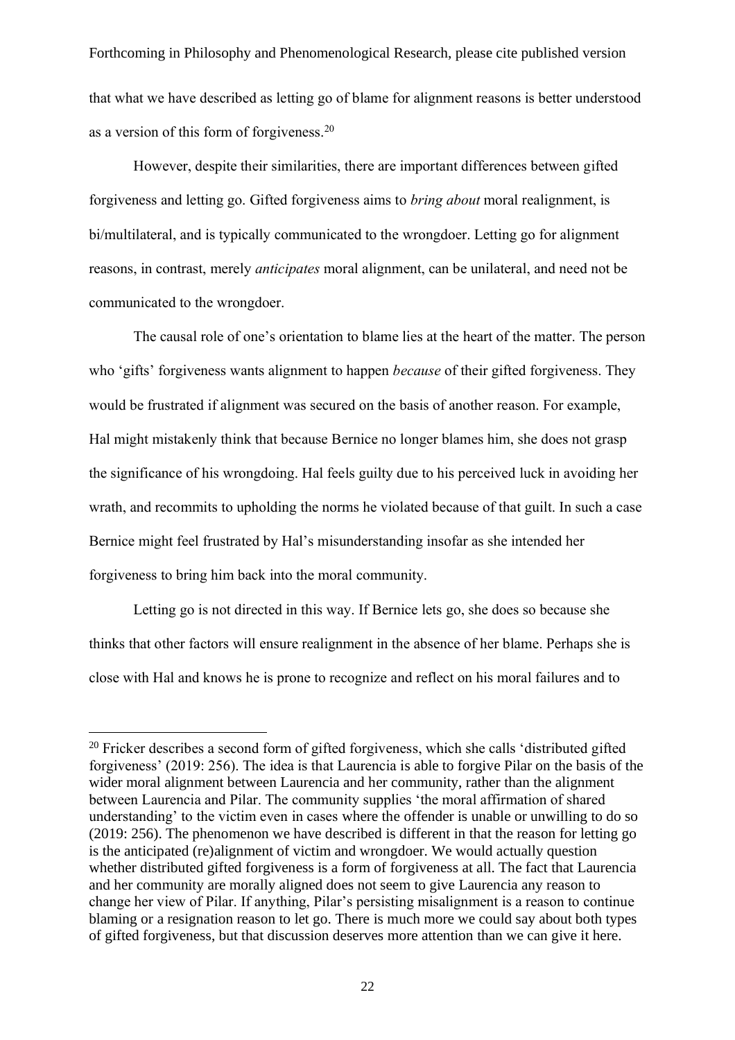that what we have described as letting go of blame for alignment reasons is better understood as a version of this form of forgiveness.[20]

However, despite their similarities, there are important differences between gifted forgiveness and letting go. Gifted forgiveness aims to *bring about* moral realignment, is bi/multilateral, and is typically communicated to the wrongdoer. Letting go for alignment reasons, in contrast, merely *anticipates* moral alignment, can be unilateral, and need not be communicated to the wrongdoer.

The causal role of one's orientation to blame lies at the heart of the matter. The person who 'gifts' forgiveness wants alignment to happen *because* of their gifted forgiveness. They would be frustrated if alignment was secured on the basis of another reason. For example, Hal might mistakenly think that because Bernice no longer blames him, she does not grasp the significance of his wrongdoing. Hal feels guilty due to his perceived luck in avoiding her wrath, and recommits to upholding the norms he violated because of that guilt. In such a case Bernice might feel frustrated by Hal's misunderstanding insofar as she intended her forgiveness to bring him back into the moral community.

Letting go is not directed in this way. If Bernice lets go, she does so because she thinks that other factors will ensure realignment in the absence of her blame. Perhaps she is close with Hal and knows he is prone to recognize and reflect on his moral failures and to

[20] Fricker describes a second form of gifted forgiveness, which she calls 'distributed gifted forgiveness' (2019: 256). The idea is that Laurencia is able to forgive Pilar on the basis of the wider moral alignment between Laurencia and her community, rather than the alignment between Laurencia and Pilar. The community supplies 'the moral affirmation of shared understanding' to the victim even in cases where the offender is unable or unwilling to do so (2019: 256). The phenomenon we have described is different in that the reason for letting go is the anticipated (re)alignment of victim and wrongdoer. We would actually question whether distributed gifted forgiveness is a form of forgiveness at all. The fact that Laurencia and her community are morally aligned does not seem to give Laurencia any reason to change her view of Pilar. If anything, Pilar's persisting misalignment is a reason to continue blaming or a resignation reason to let go. There is much more we could say about both types of gifted forgiveness, but that discussion deserves more attention than we can give it here.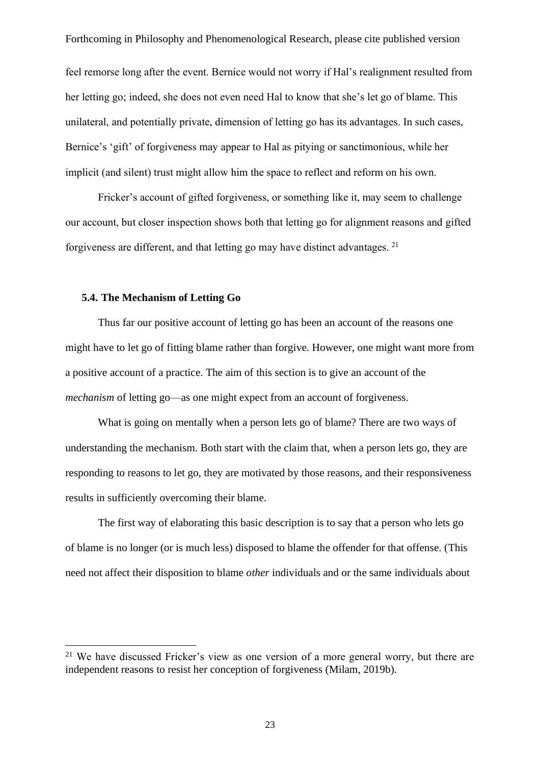feel remorse long after the event. Bernice would not worry if Hal's realignment resulted from her letting go; indeed, she does not even need Hal to know that she's let go of blame. This unilateral, and potentially private, dimension of letting go has its advantages. In such cases, Bernice's 'gift' of forgiveness may appear to Hal as pitying or sanctimonious, while her implicit (and silent) trust might allow him the space to reflect and reform on his own.

Fricker's account of gifted forgiveness, or something like it, may seem to challenge our account, but closer inspection shows both that letting go for alignment reasons and gifted forgiveness are different, and that letting go may have distinct advantages. [21]

### 5.4. The Mechanism of Letting Go

Thus far our positive account of letting go has been an account of the reasons one might have to let go of fitting blame rather than forgive. However, one might want more from a positive account of a practice. The aim of this section is to give an account of the *mechanism* of letting go—as one might expect from an account of forgiveness.

What is going on mentally when a person lets go of blame? There are two ways of understanding the mechanism. Both start with the claim that, when a person lets go, they are responding to reasons to let go, they are motivated by those reasons, and their responsiveness results in sufficiently overcoming their blame.

The first way of elaborating this basic description is to say that a person who lets go of blame is no longer (or is much less) disposed to blame the offender for that offense. (This need not affect their disposition to blame *other* individuals and or the same individuals about

[21] We have discussed Fricker's view as one version of a more general worry, but there are independent reasons to resist her conception of forgiveness (Milam, 2019b).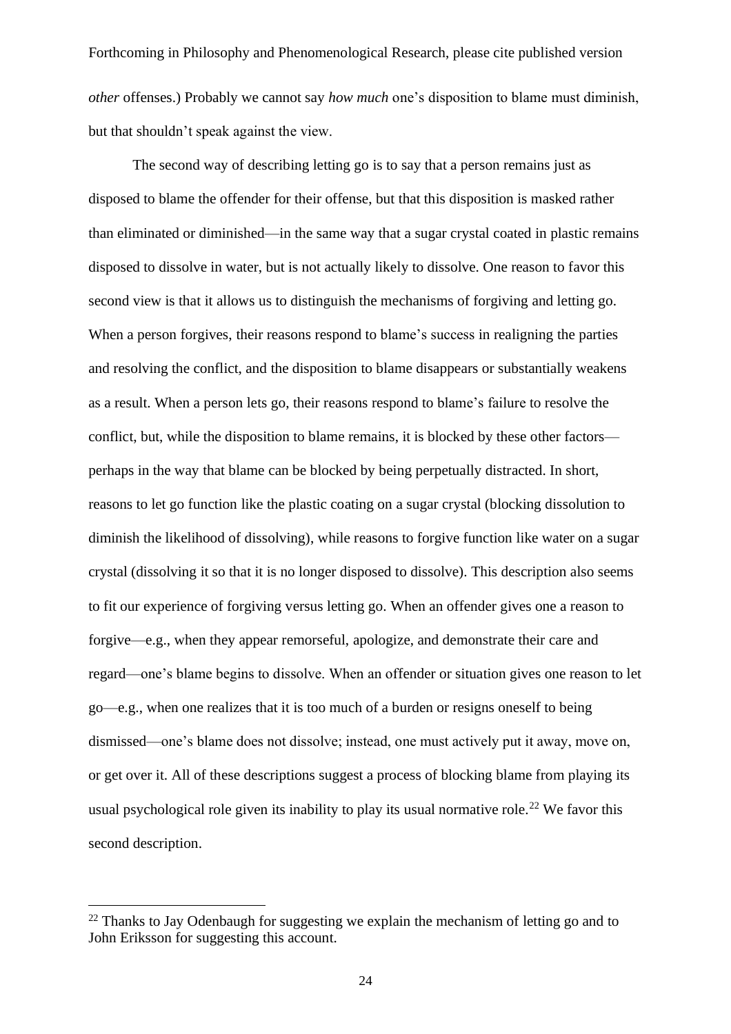*other* offenses.) Probably we cannot say *how much* one's disposition to blame must diminish, but that shouldn't speak against the view.

The second way of describing letting go is to say that a person remains just as disposed to blame the offender for their offense, but that this disposition is masked rather than eliminated or diminished—in the same way that a sugar crystal coated in plastic remains disposed to dissolve in water, but is not actually likely to dissolve. One reason to favor this second view is that it allows us to distinguish the mechanisms of forgiving and letting go. When a person forgives, their reasons respond to blame's success in realigning the parties and resolving the conflict, and the disposition to blame disappears or substantially weakens as a result. When a person lets go, their reasons respond to blame's failure to resolve the conflict, but, while the disposition to blame remains, it is blocked by these other factors—perhaps in the way that blame can be blocked by being perpetually distracted. In short, reasons to let go function like the plastic coating on a sugar crystal (blocking dissolution to diminish the likelihood of dissolving), while reasons to forgive function like water on a sugar crystal (dissolving it so that it is no longer disposed to dissolve). This description also seems to fit our experience of forgiving versus letting go. When an offender gives one a reason to forgive—e.g., when they appear remorseful, apologize, and demonstrate their care and regard—one's blame begins to dissolve. When an offender or situation gives one reason to let go—e.g., when one realizes that it is too much of a burden or resigns oneself to being dismissed—one's blame does not dissolve; instead, one must actively put it away, move on, or get over it. All of these descriptions suggest a process of blocking blame from playing its usual psychological role given its inability to play its usual normative role.[22] We favor this second description.

[22] Thanks to Jay Odenbaugh for suggesting we explain the mechanism of letting go and to John Eriksson for suggesting this account.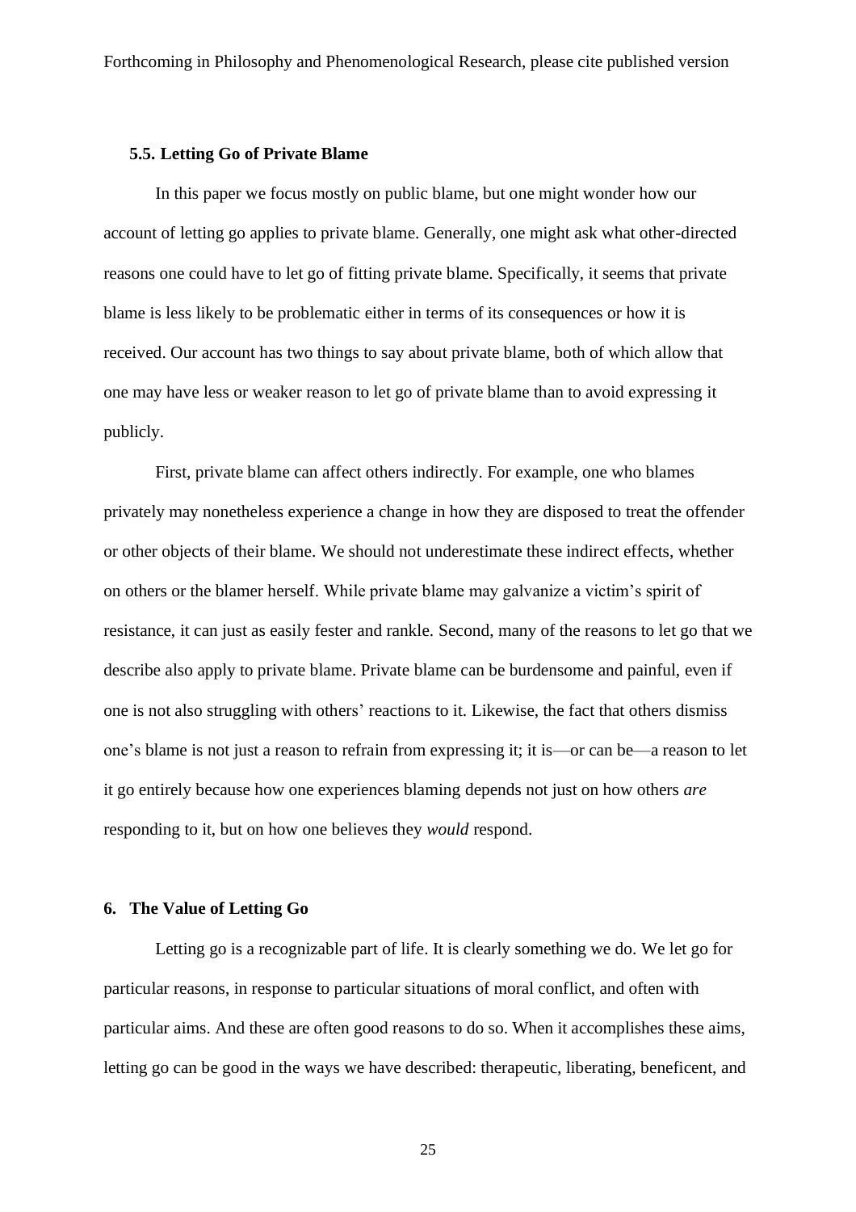### 5.5. Letting Go of Private Blame

In this paper we focus mostly on public blame, but one might wonder how our account of letting go applies to private blame. Generally, one might ask what other-directed reasons one could have to let go of fitting private blame. Specifically, it seems that private blame is less likely to be problematic either in terms of its consequences or how it is received. Our account has two things to say about private blame, both of which allow that one may have less or weaker reason to let go of private blame than to avoid expressing it publicly.

First, private blame can affect others indirectly. For example, one who blames privately may nonetheless experience a change in how they are disposed to treat the offender or other objects of their blame. We should not underestimate these indirect effects, whether on others or the blamer herself. While private blame may galvanize a victim's spirit of resistance, it can just as easily fester and rankle. Second, many of the reasons to let go that we describe also apply to private blame. Private blame can be burdensome and painful, even if one is not also struggling with others' reactions to it. Likewise, the fact that others dismiss one's blame is not just a reason to refrain from expressing it; it is—or can be—a reason to let it go entirely because how one experiences blaming depends not just on how others *are* responding to it, but on how one believes they *would* respond.

## 6. The Value of Letting Go

Letting go is a recognizable part of life. It is clearly something we do. We let go for particular reasons, in response to particular situations of moral conflict, and often with particular aims. And these are often good reasons to do so. When it accomplishes these aims, letting go can be good in the ways we have described: therapeutic, liberating, beneficent, and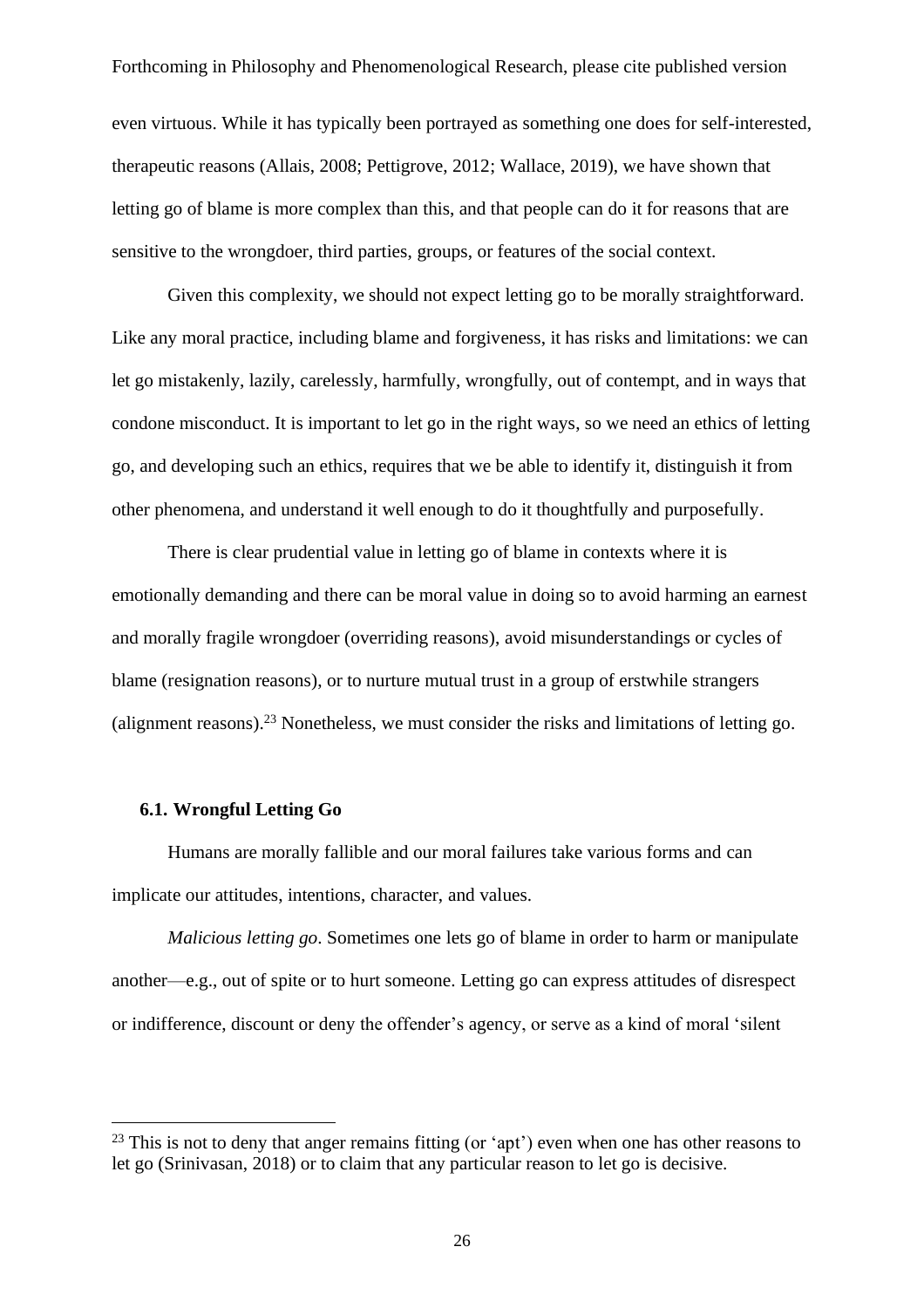even virtuous. While it has typically been portrayed as something one does for self-interested, therapeutic reasons (Allais, 2008; Pettigrove, 2012; Wallace, 2019), we have shown that letting go of blame is more complex than this, and that people can do it for reasons that are sensitive to the wrongdoer, third parties, groups, or features of the social context.

Given this complexity, we should not expect letting go to be morally straightforward. Like any moral practice, including blame and forgiveness, it has risks and limitations: we can let go mistakenly, lazily, carelessly, harmfully, wrongfully, out of contempt, and in ways that condone misconduct. It is important to let go in the right ways, so we need an ethics of letting go, and developing such an ethics, requires that we be able to identify it, distinguish it from other phenomena, and understand it well enough to do it thoughtfully and purposefully.

There is clear prudential value in letting go of blame in contexts where it is emotionally demanding and there can be moral value in doing so to avoid harming an earnest and morally fragile wrongdoer (overriding reasons), avoid misunderstandings or cycles of blame (resignation reasons), or to nurture mutual trust in a group of erstwhile strangers (alignment reasons).[23] Nonetheless, we must consider the risks and limitations of letting go.

### 6.1. Wrongful Letting Go

Humans are morally fallible and our moral failures take various forms and can implicate our attitudes, intentions, character, and values.

*Malicious letting go*. Sometimes one lets go of blame in order to harm or manipulate another—e.g., out of spite or to hurt someone. Letting go can express attitudes of disrespect or indifference, discount or deny the offender's agency, or serve as a kind of moral 'silent

[23] This is not to deny that anger remains fitting (or 'apt') even when one has other reasons to let go (Srinivasan, 2018) or to claim that any particular reason to let go is decisive.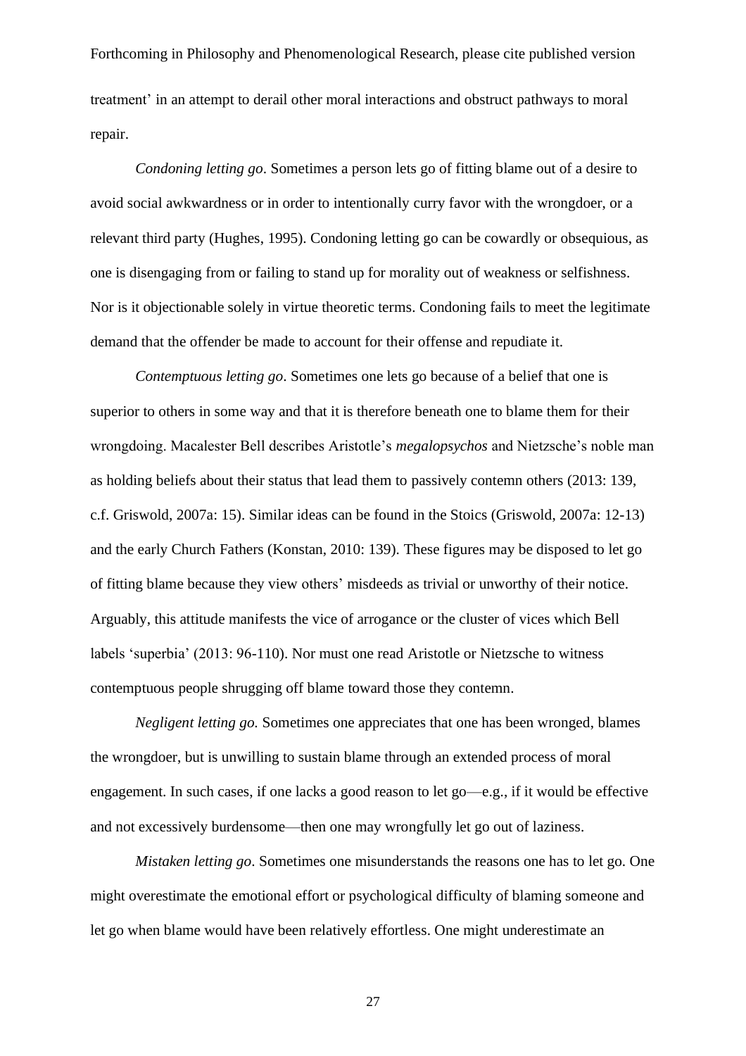treatment' in an attempt to derail other moral interactions and obstruct pathways to moral repair.

*Condoning letting go*. Sometimes a person lets go of fitting blame out of a desire to avoid social awkwardness or in order to intentionally curry favor with the wrongdoer, or a relevant third party (Hughes, 1995). Condoning letting go can be cowardly or obsequious, as one is disengaging from or failing to stand up for morality out of weakness or selfishness. Nor is it objectionable solely in virtue theoretic terms. Condoning fails to meet the legitimate demand that the offender be made to account for their offense and repudiate it.

*Contemptuous letting go*. Sometimes one lets go because of a belief that one is superior to others in some way and that it is therefore beneath one to blame them for their wrongdoing. Macalester Bell describes Aristotle's *megalopsychos* and Nietzsche's noble man as holding beliefs about their status that lead them to passively contemn others (2013: 139, c.f. Griswold, 2007a: 15). Similar ideas can be found in the Stoics (Griswold, 2007a: 12-13) and the early Church Fathers (Konstan, 2010: 139). These figures may be disposed to let go of fitting blame because they view others' misdeeds as trivial or unworthy of their notice. Arguably, this attitude manifests the vice of arrogance or the cluster of vices which Bell labels 'superbia' (2013: 96-110). Nor must one read Aristotle or Nietzsche to witness contemptuous people shrugging off blame toward those they contemn.

*Negligent letting go.* Sometimes one appreciates that one has been wronged, blames the wrongdoer, but is unwilling to sustain blame through an extended process of moral engagement. In such cases, if one lacks a good reason to let go—e.g., if it would be effective and not excessively burdensome—then one may wrongfully let go out of laziness.

*Mistaken letting go*. Sometimes one misunderstands the reasons one has to let go. One might overestimate the emotional effort or psychological difficulty of blaming someone and let go when blame would have been relatively effortless. One might underestimate an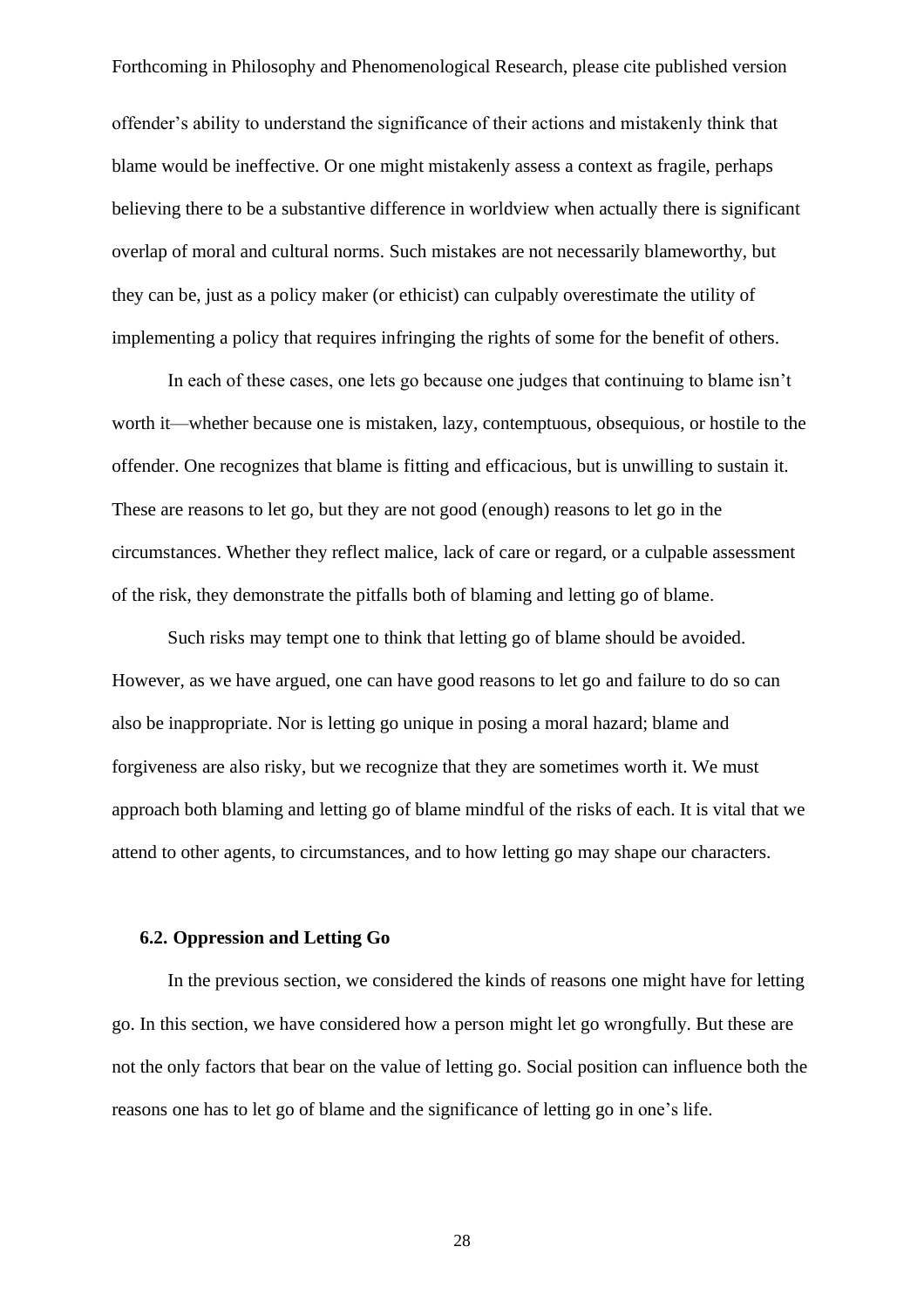offender's ability to understand the significance of their actions and mistakenly think that blame would be ineffective. Or one might mistakenly assess a context as fragile, perhaps believing there to be a substantive difference in worldview when actually there is significant overlap of moral and cultural norms. Such mistakes are not necessarily blameworthy, but they can be, just as a policy maker (or ethicist) can culpably overestimate the utility of implementing a policy that requires infringing the rights of some for the benefit of others.

In each of these cases, one lets go because one judges that continuing to blame isn't worth it—whether because one is mistaken, lazy, contemptuous, obsequious, or hostile to the offender. One recognizes that blame is fitting and efficacious, but is unwilling to sustain it. These are reasons to let go, but they are not good (enough) reasons to let go in the circumstances. Whether they reflect malice, lack of care or regard, or a culpable assessment of the risk, they demonstrate the pitfalls both of blaming and letting go of blame.

Such risks may tempt one to think that letting go of blame should be avoided. However, as we have argued, one can have good reasons to let go and failure to do so can also be inappropriate. Nor is letting go unique in posing a moral hazard; blame and forgiveness are also risky, but we recognize that they are sometimes worth it. We must approach both blaming and letting go of blame mindful of the risks of each. It is vital that we attend to other agents, to circumstances, and to how letting go may shape our characters.

### 6.2. Oppression and Letting Go

In the previous section, we considered the kinds of reasons one might have for letting go. In this section, we have considered how a person might let go wrongfully. But these are not the only factors that bear on the value of letting go. Social position can influence both the reasons one has to let go of blame and the significance of letting go in one's life.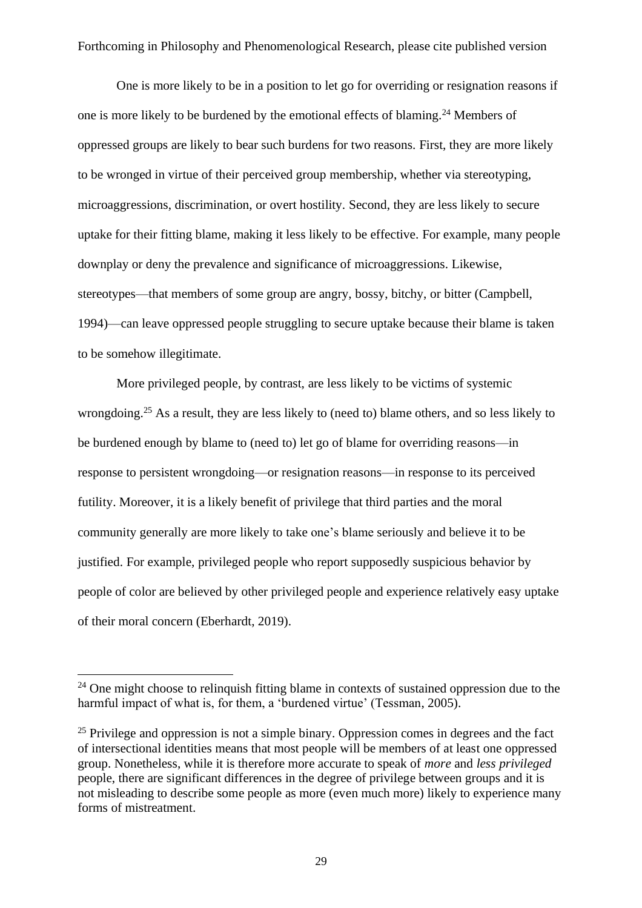One is more likely to be in a position to let go for overriding or resignation reasons if one is more likely to be burdened by the emotional effects of blaming.[24] Members of oppressed groups are likely to bear such burdens for two reasons. First, they are more likely to be wronged in virtue of their perceived group membership, whether via stereotyping, microaggressions, discrimination, or overt hostility. Second, they are less likely to secure uptake for their fitting blame, making it less likely to be effective. For example, many people downplay or deny the prevalence and significance of microaggressions. Likewise, stereotypes—that members of some group are angry, bossy, bitchy, or bitter (Campbell, 1994)—can leave oppressed people struggling to secure uptake because their blame is taken to be somehow illegitimate.

More privileged people, by contrast, are less likely to be victims of systemic wrongdoing.[25] As a result, they are less likely to (need to) blame others, and so less likely to be burdened enough by blame to (need to) let go of blame for overriding reasons—in response to persistent wrongdoing—or resignation reasons—in response to its perceived futility. Moreover, it is a likely benefit of privilege that third parties and the moral community generally are more likely to take one's blame seriously and believe it to be justified. For example, privileged people who report supposedly suspicious behavior by people of color are believed by other privileged people and experience relatively easy uptake of their moral concern (Eberhardt, 2019).

---

[24] One might choose to relinquish fitting blame in contexts of sustained oppression due to the harmful impact of what is, for them, a 'burdened virtue' (Tessman, 2005).

[25] Privilege and oppression is not a simple binary. Oppression comes in degrees and the fact of intersectional identities means that most people will be members of at least one oppressed group. Nonetheless, while it is therefore more accurate to speak of *more* and *less privileged* people, there are significant differences in the degree of privilege between groups and it is not misleading to describe some people as more (even much more) likely to experience many forms of mistreatment.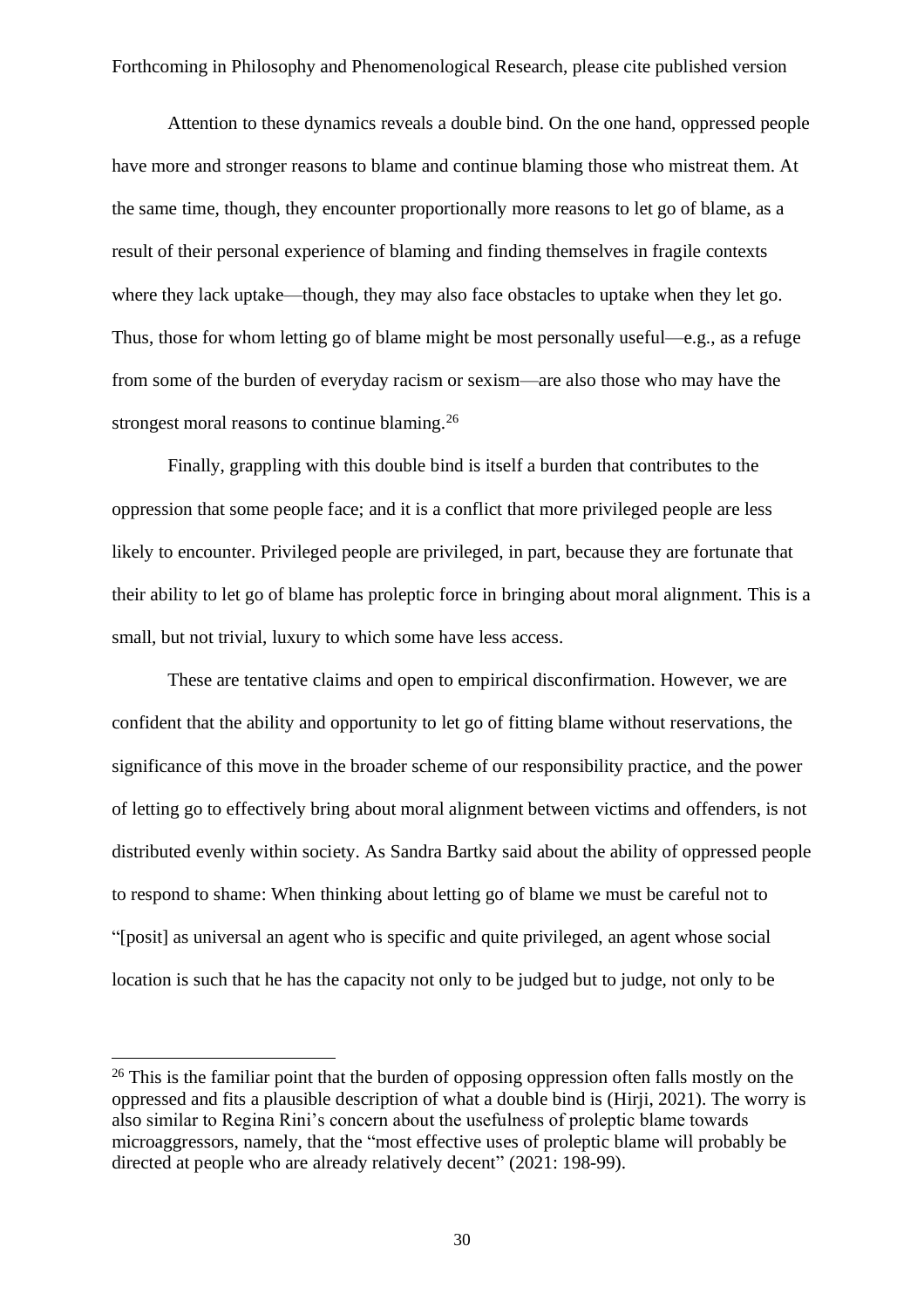Attention to these dynamics reveals a double bind. On the one hand, oppressed people have more and stronger reasons to blame and continue blaming those who mistreat them. At the same time, though, they encounter proportionally more reasons to let go of blame, as a result of their personal experience of blaming and finding themselves in fragile contexts where they lack uptake—though, they may also face obstacles to uptake when they let go. Thus, those for whom letting go of blame might be most personally useful—e.g., as a refuge from some of the burden of everyday racism or sexism—are also those who may have the strongest moral reasons to continue blaming.[26]

Finally, grappling with this double bind is itself a burden that contributes to the oppression that some people face; and it is a conflict that more privileged people are less likely to encounter. Privileged people are privileged, in part, because they are fortunate that their ability to let go of blame has proleptic force in bringing about moral alignment. This is a small, but not trivial, luxury to which some have less access.

These are tentative claims and open to empirical disconfirmation. However, we are confident that the ability and opportunity to let go of fitting blame without reservations, the significance of this move in the broader scheme of our responsibility practice, and the power of letting go to effectively bring about moral alignment between victims and offenders, is not distributed evenly within society. As Sandra Bartky said about the ability of oppressed people to respond to shame: When thinking about letting go of blame we must be careful not to "[posit] as universal an agent who is specific and quite privileged, an agent whose social location is such that he has the capacity not only to be judged but to judge, not only to be

[26] This is the familiar point that the burden of opposing oppression often falls mostly on the oppressed and fits a plausible description of what a double bind is (Hirji, 2021). The worry is also similar to Regina Rini's concern about the usefulness of proleptic blame towards microaggressors, namely, that the "most effective uses of proleptic blame will probably be directed at people who are already relatively decent" (2021: 198-99).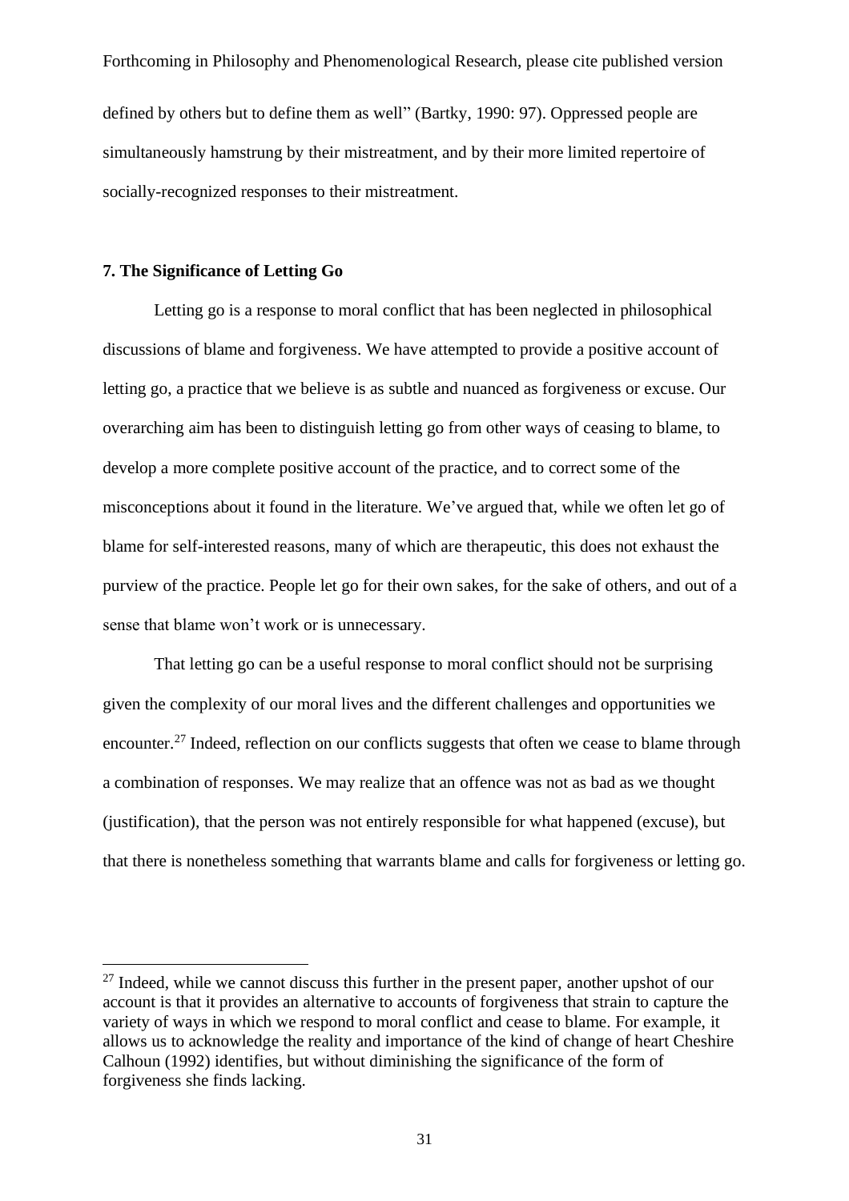defined by others but to define them as well" (Bartky, 1990: 97). Oppressed people are simultaneously hamstrung by their mistreatment, and by their more limited repertoire of socially-recognized responses to their mistreatment.

## 7. The Significance of Letting Go

Letting go is a response to moral conflict that has been neglected in philosophical discussions of blame and forgiveness. We have attempted to provide a positive account of letting go, a practice that we believe is as subtle and nuanced as forgiveness or excuse. Our overarching aim has been to distinguish letting go from other ways of ceasing to blame, to develop a more complete positive account of the practice, and to correct some of the misconceptions about it found in the literature. We've argued that, while we often let go of blame for self-interested reasons, many of which are therapeutic, this does not exhaust the purview of the practice. People let go for their own sakes, for the sake of others, and out of a sense that blame won't work or is unnecessary.

That letting go can be a useful response to moral conflict should not be surprising given the complexity of our moral lives and the different challenges and opportunities we encounter.[27] Indeed, reflection on our conflicts suggests that often we cease to blame through a combination of responses. We may realize that an offence was not as bad as we thought (justification), that the person was not entirely responsible for what happened (excuse), but that there is nonetheless something that warrants blame and calls for forgiveness or letting go.

[27] Indeed, while we cannot discuss this further in the present paper, another upshot of our account is that it provides an alternative to accounts of forgiveness that strain to capture the variety of ways in which we respond to moral conflict and cease to blame. For example, it allows us to acknowledge the reality and importance of the kind of change of heart Cheshire Calhoun (1992) identifies, but without diminishing the significance of the form of forgiveness she finds lacking.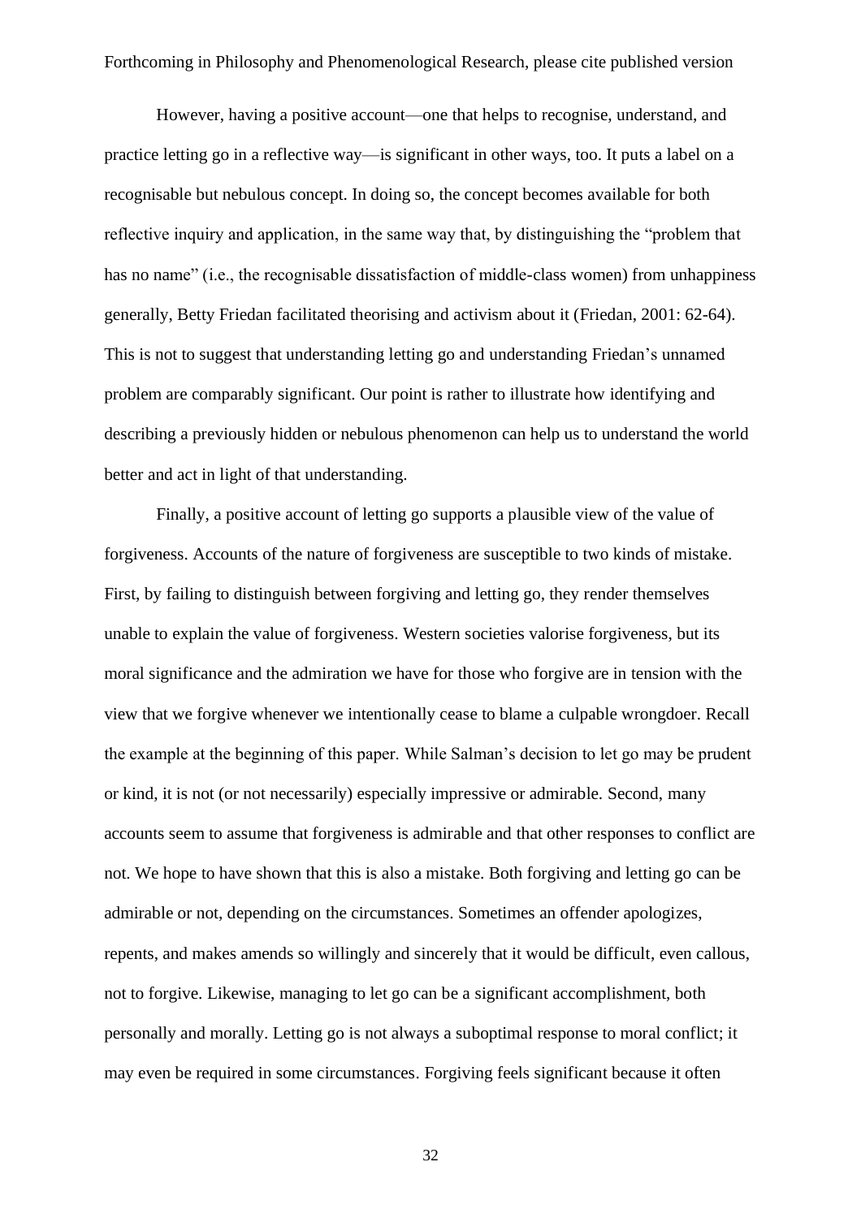However, having a positive account—one that helps to recognise, understand, and practice letting go in a reflective way—is significant in other ways, too. It puts a label on a recognisable but nebulous concept. In doing so, the concept becomes available for both reflective inquiry and application, in the same way that, by distinguishing the "problem that has no name" (i.e., the recognisable dissatisfaction of middle-class women) from unhappiness generally, Betty Friedan facilitated theorising and activism about it (Friedan, 2001: 62-64). This is not to suggest that understanding letting go and understanding Friedan's unnamed problem are comparably significant. Our point is rather to illustrate how identifying and describing a previously hidden or nebulous phenomenon can help us to understand the world better and act in light of that understanding.

Finally, a positive account of letting go supports a plausible view of the value of forgiveness. Accounts of the nature of forgiveness are susceptible to two kinds of mistake. First, by failing to distinguish between forgiving and letting go, they render themselves unable to explain the value of forgiveness. Western societies valorise forgiveness, but its moral significance and the admiration we have for those who forgive are in tension with the view that we forgive whenever we intentionally cease to blame a culpable wrongdoer. Recall the example at the beginning of this paper. While Salman's decision to let go may be prudent or kind, it is not (or not necessarily) especially impressive or admirable. Second, many accounts seem to assume that forgiveness is admirable and that other responses to conflict are not. We hope to have shown that this is also a mistake. Both forgiving and letting go can be admirable or not, depending on the circumstances. Sometimes an offender apologizes, repents, and makes amends so willingly and sincerely that it would be difficult, even callous, not to forgive. Likewise, managing to let go can be a significant accomplishment, both personally and morally. Letting go is not always a suboptimal response to moral conflict; it may even be required in some circumstances. Forgiving feels significant because it often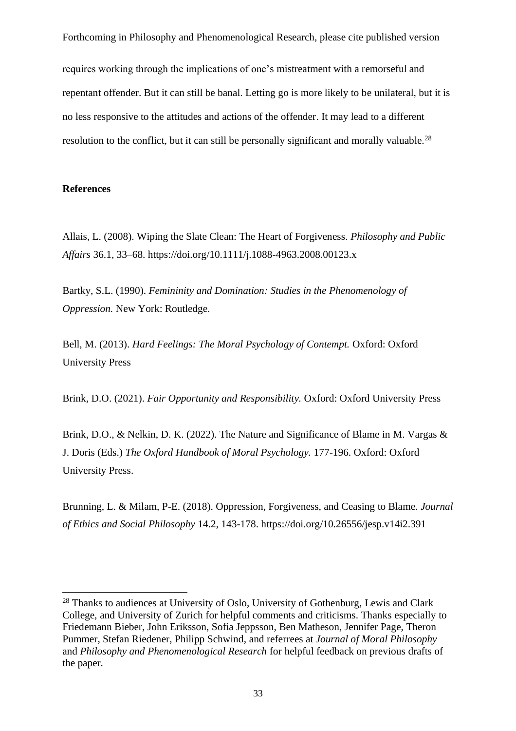requires working through the implications of one's mistreatment with a remorseful and repentant offender. But it can still be banal. Letting go is more likely to be unilateral, but it is no less responsive to the attitudes and actions of the offender. It may lead to a different resolution to the conflict, but it can still be personally significant and morally valuable.[28]

## References

Allais, L. (2008). Wiping the Slate Clean: The Heart of Forgiveness. *Philosophy and Public Affairs* 36.1, 33–68. https://doi.org/10.1111/j.1088-4963.2008.00123.x

Bartky, S.L. (1990). *Femininity and Domination: Studies in the Phenomenology of Oppression.* New York: Routledge.

Bell, M. (2013). *Hard Feelings: The Moral Psychology of Contempt.* Oxford: Oxford University Press

Brink, D.O. (2021). *Fair Opportunity and Responsibility.* Oxford: Oxford University Press

Brink, D.O., & Nelkin, D. K. (2022). The Nature and Significance of Blame in M. Vargas & J. Doris (Eds.) *The Oxford Handbook of Moral Psychology.* 177-196. Oxford: Oxford University Press.

Brunning, L. & Milam, P-E. (2018). Oppression, Forgiveness, and Ceasing to Blame. *Journal of Ethics and Social Philosophy* 14.2, 143-178. https://doi.org/10.26556/jesp.v14i2.391

[28] Thanks to audiences at University of Oslo, University of Gothenburg, Lewis and Clark College, and University of Zurich for helpful comments and criticisms. Thanks especially to Friedemann Bieber, John Eriksson, Sofia Jeppsson, Ben Matheson, Jennifer Page, Theron Pummer, Stefan Riedener, Philipp Schwind, and referrees at *Journal of Moral Philosophy* and *Philosophy and Phenomenological Research* for helpful feedback on previous drafts of the paper.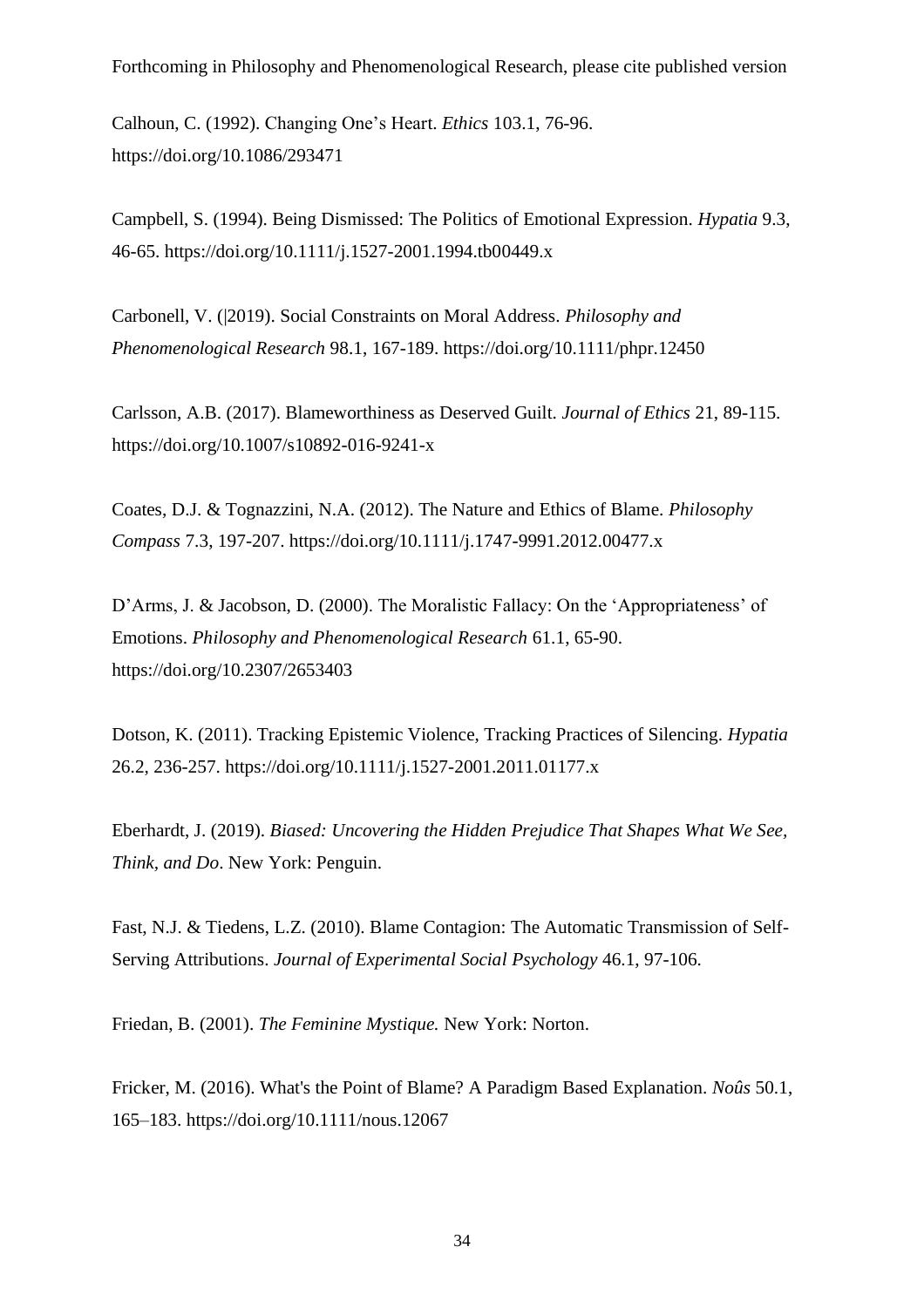Calhoun, C. (1992). Changing One's Heart. *Ethics* 103.1, 76-96. https://doi.org/10.1086/293471

Campbell, S. (1994). Being Dismissed: The Politics of Emotional Expression. *Hypatia* 9.3, 46-65. https://doi.org/10.1111/j.1527-2001.1994.tb00449.x

Carbonell, V. (|2019). Social Constraints on Moral Address. *Philosophy and Phenomenological Research* 98.1, 167-189. https://doi.org/10.1111/phpr.12450

Carlsson, A.B. (2017). Blameworthiness as Deserved Guilt. *Journal of Ethics* 21, 89-115. https://doi.org/10.1007/s10892-016-9241-x

Coates, D.J. & Tognazzini, N.A. (2012). The Nature and Ethics of Blame. *Philosophy Compass* 7.3, 197-207. https://doi.org/10.1111/j.1747-9991.2012.00477.x

D'Arms, J. & Jacobson, D. (2000). The Moralistic Fallacy: On the 'Appropriateness' of Emotions. *Philosophy and Phenomenological Research* 61.1, 65-90. https://doi.org/10.2307/2653403

Dotson, K. (2011). Tracking Epistemic Violence, Tracking Practices of Silencing. *Hypatia* 26.2, 236-257. https://doi.org/10.1111/j.1527-2001.2011.01177.x

Eberhardt, J. (2019). *Biased: Uncovering the Hidden Prejudice That Shapes What We See, Think, and Do*. New York: Penguin.

Fast, N.J. & Tiedens, L.Z. (2010). Blame Contagion: The Automatic Transmission of Self-Serving Attributions. *Journal of Experimental Social Psychology* 46.1, 97-106.

Friedan, B. (2001). *The Feminine Mystique.* New York: Norton.

Fricker, M. (2016). What's the Point of Blame? A Paradigm Based Explanation. *Noûs* 50.1, 165–183. https://doi.org/10.1111/nous.12067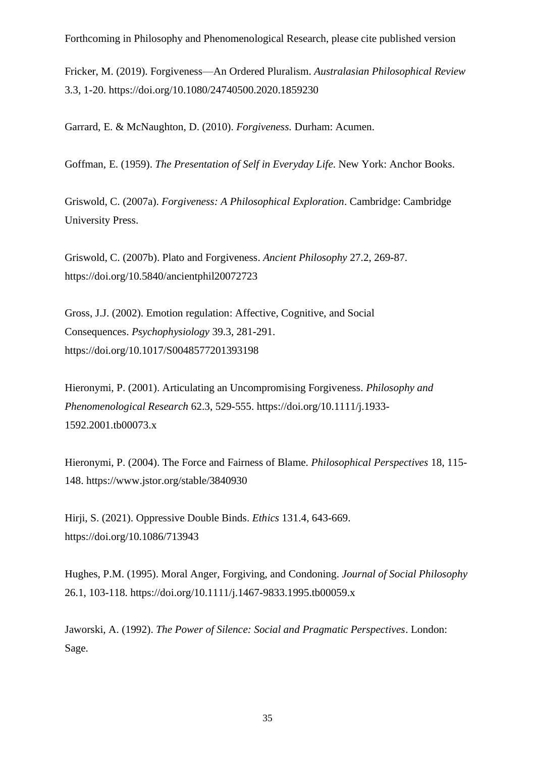Fricker, M. (2019). Forgiveness—An Ordered Pluralism. *Australasian Philosophical Review* 3.3, 1-20. https://doi.org/10.1080/24740500.2020.1859230

Garrard, E. & McNaughton, D. (2010). *Forgiveness.* Durham: Acumen.

Goffman, E. (1959). *The Presentation of Self in Everyday Life*. New York: Anchor Books.

Griswold, C. (2007a). *Forgiveness: A Philosophical Exploration*. Cambridge: Cambridge University Press.

Griswold, C. (2007b). Plato and Forgiveness. *Ancient Philosophy* 27.2, 269-87. https://doi.org/10.5840/ancientphil20072723

Gross, J.J. (2002). Emotion regulation: Affective, Cognitive, and Social Consequences. *Psychophysiology* 39.3, 281-291. https://doi.org/10.1017/S0048577201393198

Hieronymi, P. (2001). Articulating an Uncompromising Forgiveness. *Philosophy and Phenomenological Research* 62.3, 529-555. https://doi.org/10.1111/j.1933-1592.2001.tb00073.x

Hieronymi, P. (2004). The Force and Fairness of Blame. *Philosophical Perspectives* 18, 115-148. https://www.jstor.org/stable/3840930

Hirji, S. (2021). Oppressive Double Binds. *Ethics* 131.4, 643-669. https://doi.org/10.1086/713943

Hughes, P.M. (1995). Moral Anger, Forgiving, and Condoning. *Journal of Social Philosophy* 26.1, 103-118. https://doi.org/10.1111/j.1467-9833.1995.tb00059.x

Jaworski, A. (1992). *The Power of Silence: Social and Pragmatic Perspectives*. London: Sage.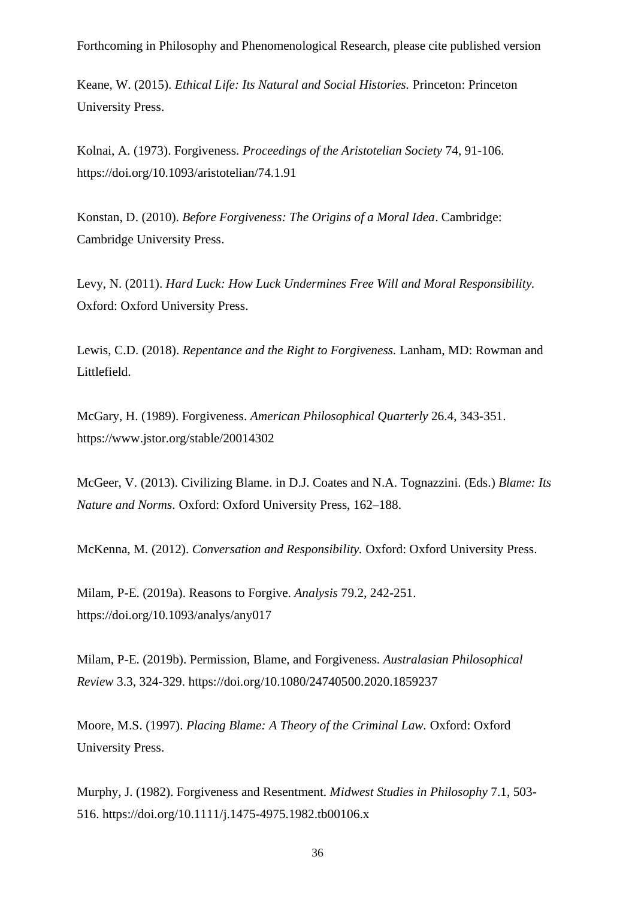Keane, W. (2015). *Ethical Life: Its Natural and Social Histories.* Princeton: Princeton University Press.

Kolnai, A. (1973). Forgiveness. *Proceedings of the Aristotelian Society* 74, 91-106. https://doi.org/10.1093/aristotelian/74.1.91

Konstan, D. (2010). *Before Forgiveness: The Origins of a Moral Idea*. Cambridge: Cambridge University Press.

Levy, N. (2011). *Hard Luck: How Luck Undermines Free Will and Moral Responsibility.* Oxford: Oxford University Press.

Lewis, C.D. (2018). *Repentance and the Right to Forgiveness.* Lanham, MD: Rowman and Littlefield.

McGary, H. (1989). Forgiveness. *American Philosophical Quarterly* 26.4, 343-351. https://www.jstor.org/stable/20014302

McGeer, V. (2013). Civilizing Blame. in D.J. Coates and N.A. Tognazzini. (Eds.) *Blame: Its Nature and Norms*. Oxford: Oxford University Press, 162–188.

McKenna, M. (2012). *Conversation and Responsibility.* Oxford: Oxford University Press.

Milam, P-E. (2019a). Reasons to Forgive. *Analysis* 79.2, 242-251. https://doi.org/10.1093/analys/any017

Milam, P-E. (2019b). Permission, Blame, and Forgiveness. *Australasian Philosophical Review* 3.3, 324-329. https://doi.org/10.1080/24740500.2020.1859237

Moore, M.S. (1997). *Placing Blame: A Theory of the Criminal Law.* Oxford: Oxford University Press.

Murphy, J. (1982). Forgiveness and Resentment. *Midwest Studies in Philosophy* 7.1, 503-516. https://doi.org/10.1111/j.1475-4975.1982.tb00106.x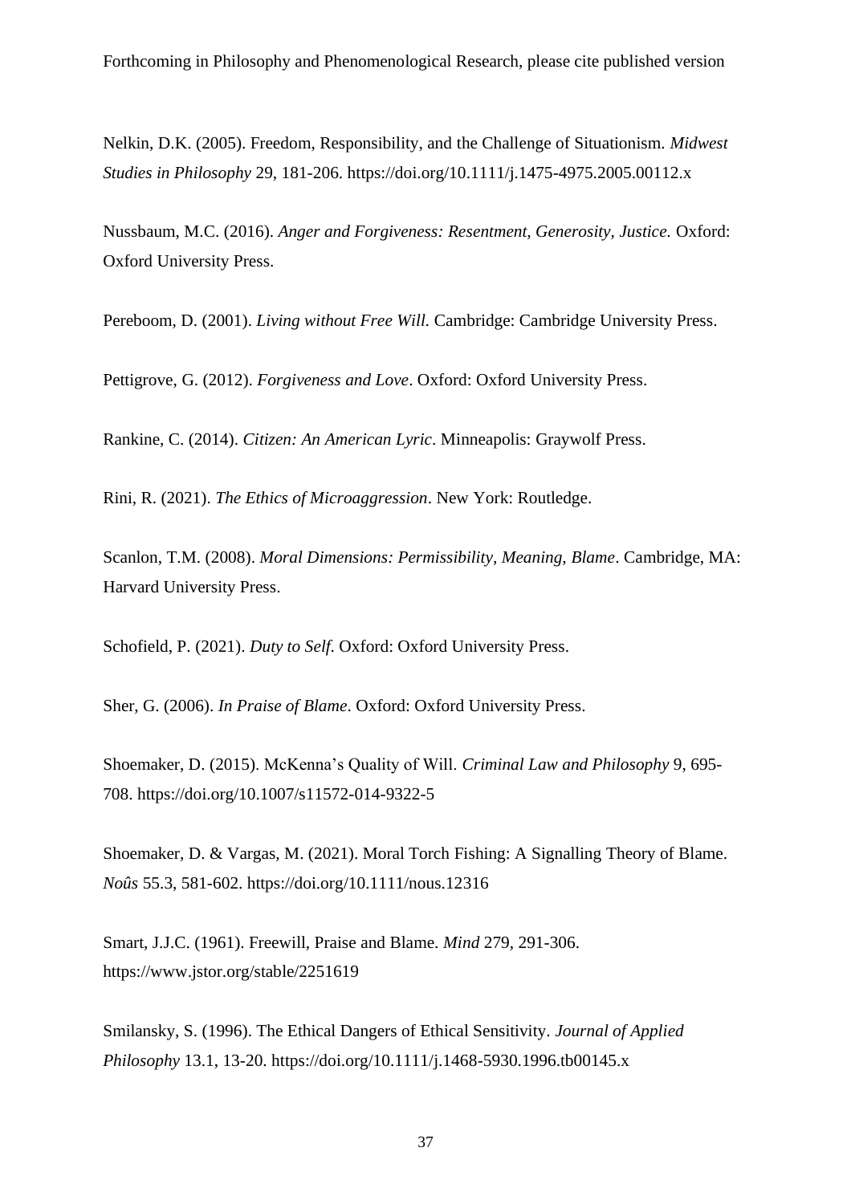Nelkin, D.K. (2005). Freedom, Responsibility, and the Challenge of Situationism. *Midwest Studies in Philosophy* 29, 181-206. https://doi.org/10.1111/j.1475-4975.2005.00112.x

Nussbaum, M.C. (2016). *Anger and Forgiveness: Resentment, Generosity, Justice.* Oxford: Oxford University Press.

Pereboom, D. (2001). *Living without Free Will.* Cambridge: Cambridge University Press.

Pettigrove, G. (2012). *Forgiveness and Love*. Oxford: Oxford University Press.

Rankine, C. (2014). *Citizen: An American Lyric*. Minneapolis: Graywolf Press.

Rini, R. (2021). *The Ethics of Microaggression*. New York: Routledge.

Scanlon, T.M. (2008). *Moral Dimensions: Permissibility, Meaning, Blame*. Cambridge, MA: Harvard University Press.

Schofield, P. (2021). *Duty to Self*. Oxford: Oxford University Press.

Sher, G. (2006). *In Praise of Blame*. Oxford: Oxford University Press.

Shoemaker, D. (2015). McKenna's Quality of Will. *Criminal Law and Philosophy* 9, 695-708. https://doi.org/10.1007/s11572-014-9322-5

Shoemaker, D. & Vargas, M. (2021). Moral Torch Fishing: A Signalling Theory of Blame. *Noûs* 55.3, 581-602. https://doi.org/10.1111/nous.12316

Smart, J.J.C. (1961). Freewill, Praise and Blame. *Mind* 279, 291-306. https://www.jstor.org/stable/2251619

Smilansky, S. (1996). The Ethical Dangers of Ethical Sensitivity. *Journal of Applied Philosophy* 13.1, 13-20. https://doi.org/10.1111/j.1468-5930.1996.tb00145.x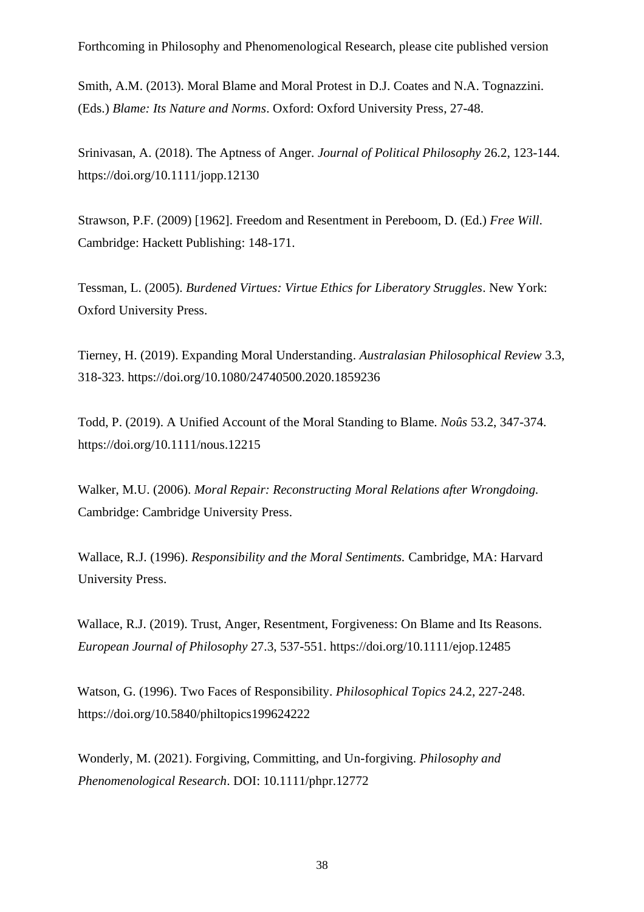Smith, A.M. (2013). Moral Blame and Moral Protest in D.J. Coates and N.A. Tognazzini. (Eds.) *Blame: Its Nature and Norms*. Oxford: Oxford University Press, 27-48.

Srinivasan, A. (2018). The Aptness of Anger. *Journal of Political Philosophy* 26.2, 123-144. https://doi.org/10.1111/jopp.12130

Strawson, P.F. (2009) [1962]. Freedom and Resentment in Pereboom, D. (Ed.) *Free Will*. Cambridge: Hackett Publishing: 148-171.

Tessman, L. (2005). *Burdened Virtues: Virtue Ethics for Liberatory Struggles*. New York: Oxford University Press.

Tierney, H. (2019). Expanding Moral Understanding. *Australasian Philosophical Review* 3.3, 318-323. https://doi.org/10.1080/24740500.2020.1859236

Todd, P. (2019). A Unified Account of the Moral Standing to Blame. *Noûs* 53.2, 347-374. https://doi.org/10.1111/nous.12215

Walker, M.U. (2006). *Moral Repair: Reconstructing Moral Relations after Wrongdoing.* Cambridge: Cambridge University Press.

Wallace, R.J. (1996). *Responsibility and the Moral Sentiments.* Cambridge, MA: Harvard University Press.

Wallace, R.J. (2019). Trust, Anger, Resentment, Forgiveness: On Blame and Its Reasons. *European Journal of Philosophy* 27.3, 537-551. https://doi.org/10.1111/ejop.12485

Watson, G. (1996). Two Faces of Responsibility. *Philosophical Topics* 24.2, 227-248. https://doi.org/10.5840/philtopics199624222

Wonderly, M. (2021). Forgiving, Committing, and Un-forgiving. *Philosophy and Phenomenological Research*. DOI: 10.1111/phpr.12772